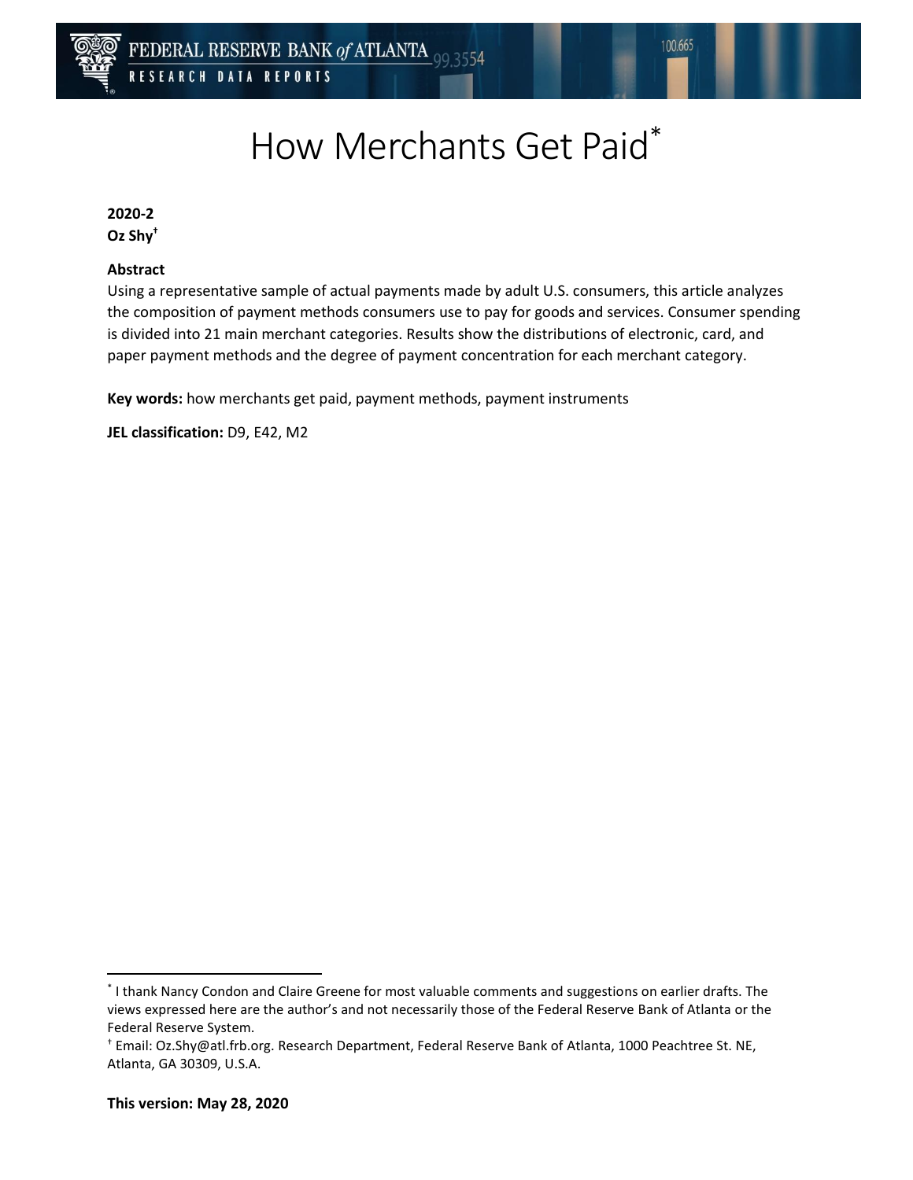FEDERAL RESERVE BANK of ATLANTA
RESEARCH DATA REPORTS

# How Merchants Get Paid*

**2020-2**
**Oz Shy†**

**Abstract**
Using a representative sample of actual payments made by adult U.S. consumers, this article analyzes the composition of payment methods consumers use to pay for goods and services. Consumer spending is divided into 21 main merchant categories. Results show the distributions of electronic, card, and paper payment methods and the degree of payment concentration for each merchant category.

**Key words:** how merchants get paid, payment methods, payment instruments

**JEL classification:** D9, E42, M2

* I thank Nancy Condon and Claire Greene for most valuable comments and suggestions on earlier drafts. The views expressed here are the author's and not necessarily those of the Federal Reserve Bank of Atlanta or the Federal Reserve System.

† Email: Oz.Shy@atl.frb.org. Research Department, Federal Reserve Bank of Atlanta, 1000 Peachtree St. NE, Atlanta, GA 30309, U.S.A.

**This version: May 28, 2020**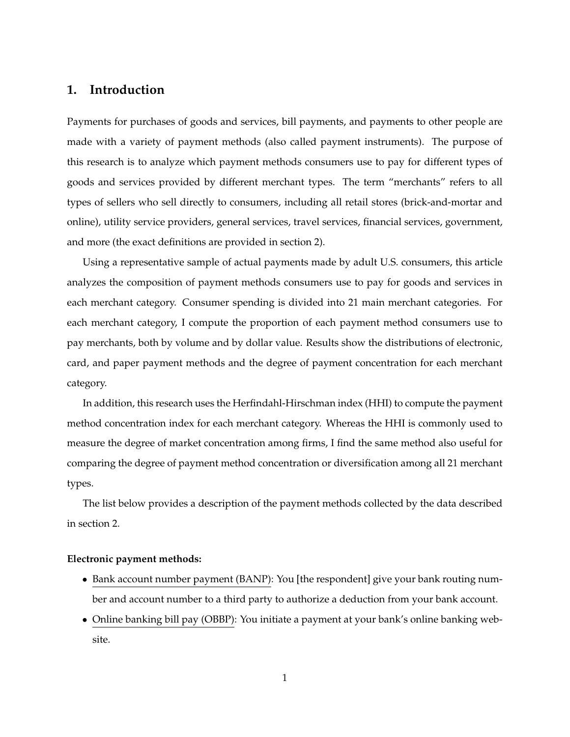## 1. Introduction

Payments for purchases of goods and services, bill payments, and payments to other people are made with a variety of payment methods (also called payment instruments). The purpose of this research is to analyze which payment methods consumers use to pay for different types of goods and services provided by different merchant types. The term "merchants" refers to all types of sellers who sell directly to consumers, including all retail stores (brick-and-mortar and online), utility service providers, general services, travel services, financial services, government, and more (the exact definitions are provided in section 2).

Using a representative sample of actual payments made by adult U.S. consumers, this article analyzes the composition of payment methods consumers use to pay for goods and services in each merchant category. Consumer spending is divided into 21 main merchant categories. For each merchant category, I compute the proportion of each payment method consumers use to pay merchants, both by volume and by dollar value. Results show the distributions of electronic, card, and paper payment methods and the degree of payment concentration for each merchant category.

In addition, this research uses the Herfindahl-Hirschman index (HHI) to compute the payment method concentration index for each merchant category. Whereas the HHI is commonly used to measure the degree of market concentration among firms, I find the same method also useful for comparing the degree of payment method concentration or diversification among all 21 merchant types.

The list below provides a description of the payment methods collected by the data described in section 2.

**Electronic payment methods:**

- Bank account number payment (BANP): You [the respondent] give your bank routing number and account number to a third party to authorize a deduction from your bank account.
- Online banking bill pay (OBBP): You initiate a payment at your bank's online banking website.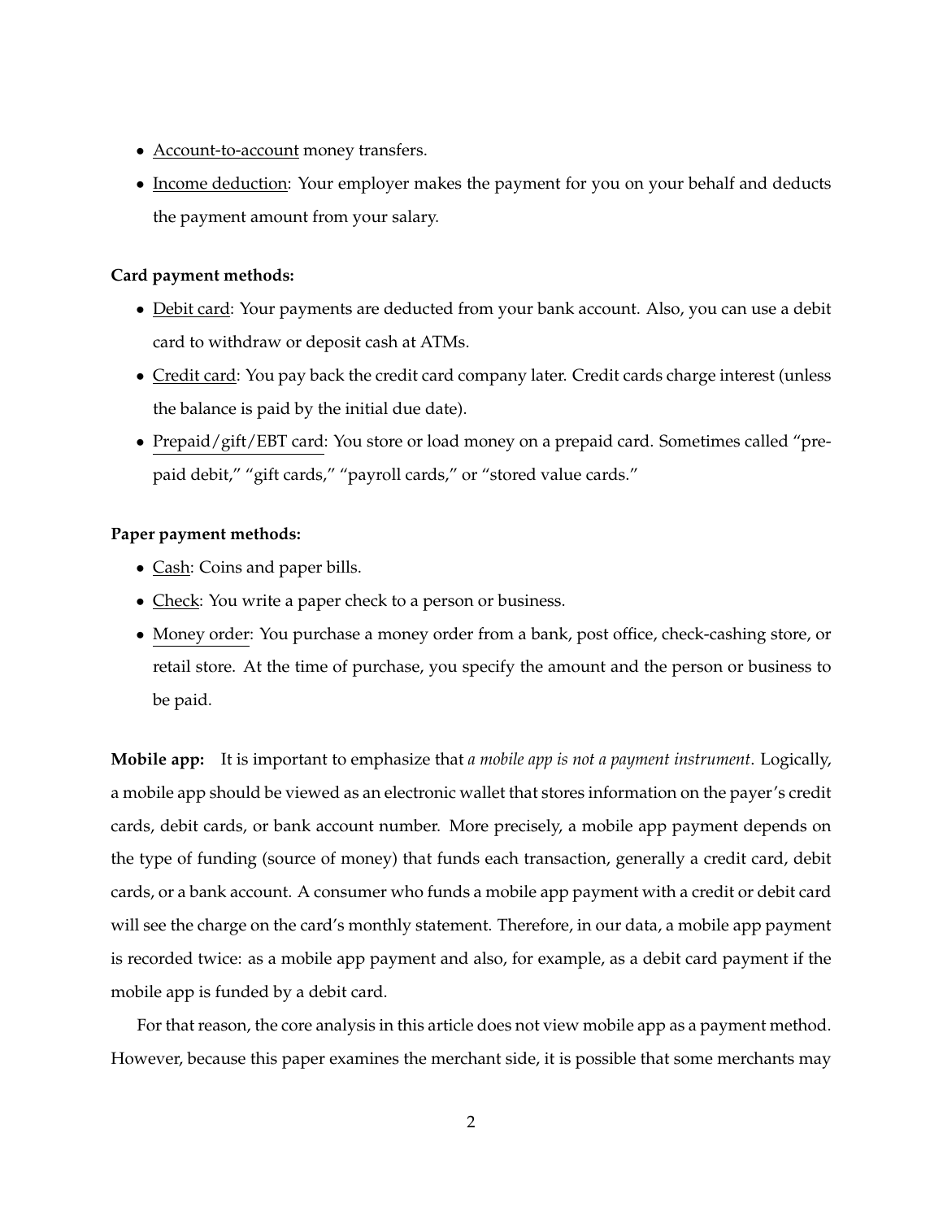- Account-to-account money transfers.
- Income deduction: Your employer makes the payment for you on your behalf and deducts the payment amount from your salary.

**Card payment methods:**

- Debit card: Your payments are deducted from your bank account. Also, you can use a debit card to withdraw or deposit cash at ATMs.
- Credit card: You pay back the credit card company later. Credit cards charge interest (unless the balance is paid by the initial due date).
- Prepaid/gift/EBT card: You store or load money on a prepaid card. Sometimes called "prepaid debit," "gift cards," "payroll cards," or "stored value cards."

**Paper payment methods:**

- Cash: Coins and paper bills.
- Check: You write a paper check to a person or business.
- Money order: You purchase a money order from a bank, post office, check-cashing store, or retail store. At the time of purchase, you specify the amount and the person or business to be paid.

**Mobile app:** It is important to emphasize that *a mobile app is not a payment instrument*. Logically, a mobile app should be viewed as an electronic wallet that stores information on the payer's credit cards, debit cards, or bank account number. More precisely, a mobile app payment depends on the type of funding (source of money) that funds each transaction, generally a credit card, debit cards, or a bank account. A consumer who funds a mobile app payment with a credit or debit card will see the charge on the card's monthly statement. Therefore, in our data, a mobile app payment is recorded twice: as a mobile app payment and also, for example, as a debit card payment if the mobile app is funded by a debit card.

For that reason, the core analysis in this article does not view mobile app as a payment method. However, because this paper examines the merchant side, it is possible that some merchants may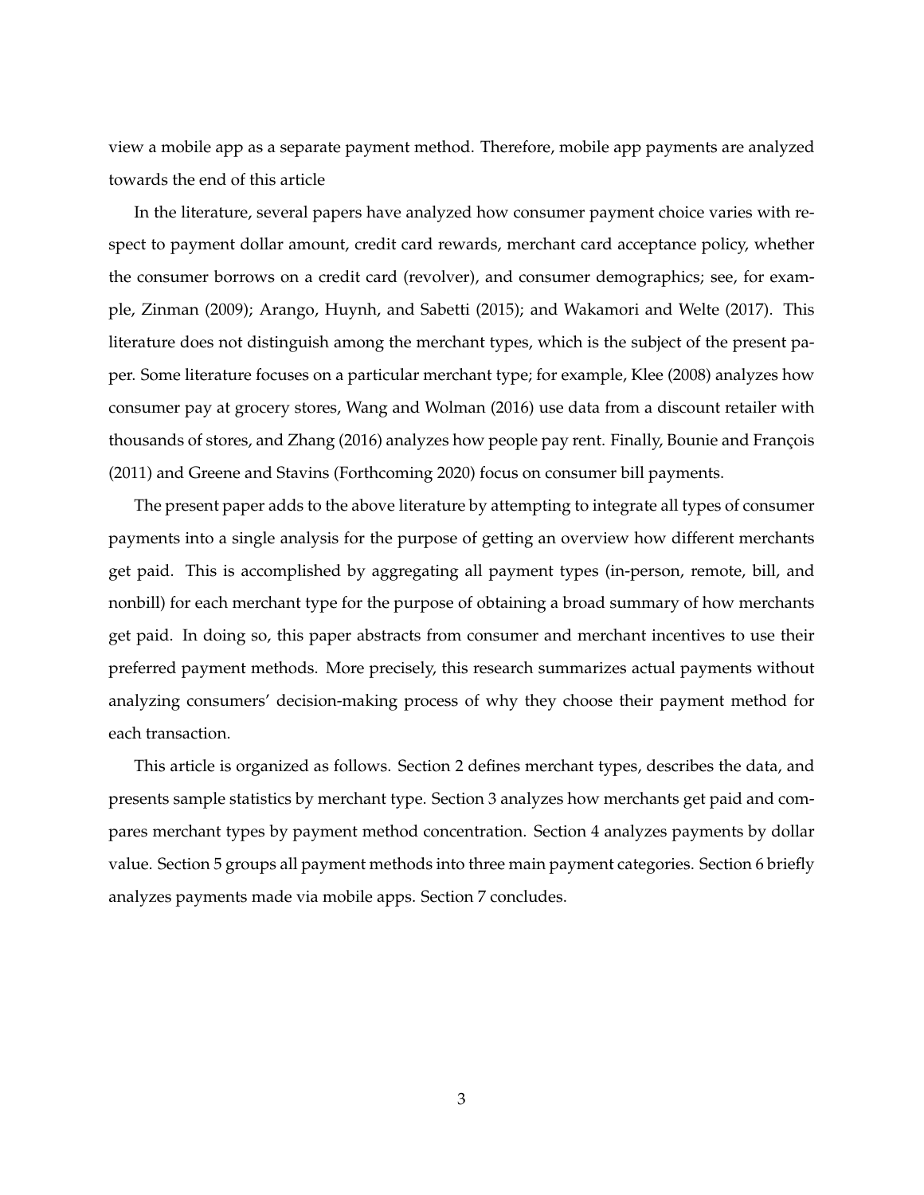view a mobile app as a separate payment method. Therefore, mobile app payments are analyzed towards the end of this article

In the literature, several papers have analyzed how consumer payment choice varies with respect to payment dollar amount, credit card rewards, merchant card acceptance policy, whether the consumer borrows on a credit card (revolver), and consumer demographics; see, for example, Zinman (2009); Arango, Huynh, and Sabetti (2015); and Wakamori and Welte (2017). This literature does not distinguish among the merchant types, which is the subject of the present paper. Some literature focuses on a particular merchant type; for example, Klee (2008) analyzes how consumer pay at grocery stores, Wang and Wolman (2016) use data from a discount retailer with thousands of stores, and Zhang (2016) analyzes how people pay rent. Finally, Bounie and François (2011) and Greene and Stavins (Forthcoming 2020) focus on consumer bill payments.

The present paper adds to the above literature by attempting to integrate all types of consumer payments into a single analysis for the purpose of getting an overview how different merchants get paid. This is accomplished by aggregating all payment types (in-person, remote, bill, and nonbill) for each merchant type for the purpose of obtaining a broad summary of how merchants get paid. In doing so, this paper abstracts from consumer and merchant incentives to use their preferred payment methods. More precisely, this research summarizes actual payments without analyzing consumers' decision-making process of why they choose their payment method for each transaction.

This article is organized as follows. Section 2 defines merchant types, describes the data, and presents sample statistics by merchant type. Section 3 analyzes how merchants get paid and compares merchant types by payment method concentration. Section 4 analyzes payments by dollar value. Section 5 groups all payment methods into three main payment categories. Section 6 briefly analyzes payments made via mobile apps. Section 7 concludes.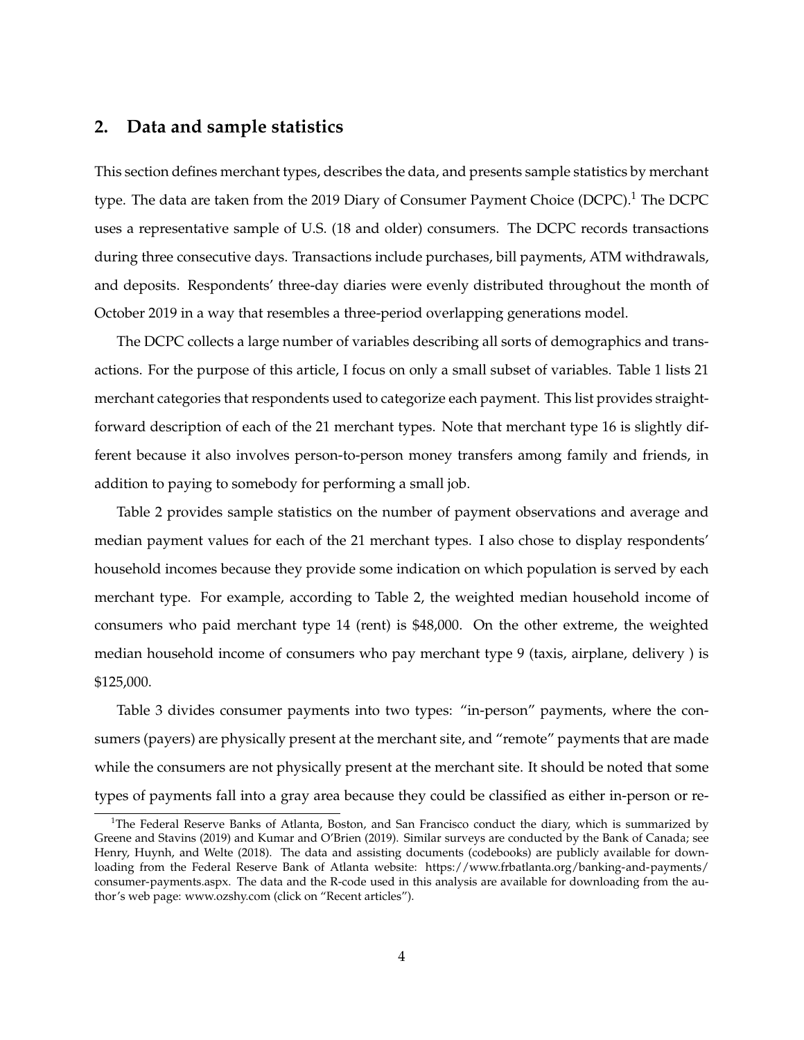## 2. Data and sample statistics

This section defines merchant types, describes the data, and presents sample statistics by merchant type. The data are taken from the 2019 Diary of Consumer Payment Choice (DCPC).[1] The DCPC uses a representative sample of U.S. (18 and older) consumers. The DCPC records transactions during three consecutive days. Transactions include purchases, bill payments, ATM withdrawals, and deposits. Respondents' three-day diaries were evenly distributed throughout the month of October 2019 in a way that resembles a three-period overlapping generations model.

The DCPC collects a large number of variables describing all sorts of demographics and transactions. For the purpose of this article, I focus on only a small subset of variables. Table 1 lists 21 merchant categories that respondents used to categorize each payment. This list provides straightforward description of each of the 21 merchant types. Note that merchant type 16 is slightly different because it also involves person-to-person money transfers among family and friends, in addition to paying to somebody for performing a small job.

Table 2 provides sample statistics on the number of payment observations and average and median payment values for each of the 21 merchant types. I also chose to display respondents' household incomes because they provide some indication on which population is served by each merchant type. For example, according to Table 2, the weighted median household income of consumers who paid merchant type 14 (rent) is \$48,000. On the other extreme, the weighted median household income of consumers who pay merchant type 9 (taxis, airplane, delivery ) is \$125,000.

Table 3 divides consumer payments into two types: "in-person" payments, where the consumers (payers) are physically present at the merchant site, and "remote" payments that are made while the consumers are not physically present at the merchant site. It should be noted that some types of payments fall into a gray area because they could be classified as either in-person or re-

[1] The Federal Reserve Banks of Atlanta, Boston, and San Francisco conduct the diary, which is summarized by Greene and Stavins (2019) and Kumar and O'Brien (2019). Similar surveys are conducted by the Bank of Canada; see Henry, Huynh, and Welte (2018). The data and assisting documents (codebooks) are publicly available for downloading from the Federal Reserve Bank of Atlanta website: https://www.frbatlanta.org/banking-and-payments/consumer-payments.aspx. The data and the R-code used in this analysis are available for downloading from the author's web page: www.ozshy.com (click on "Recent articles").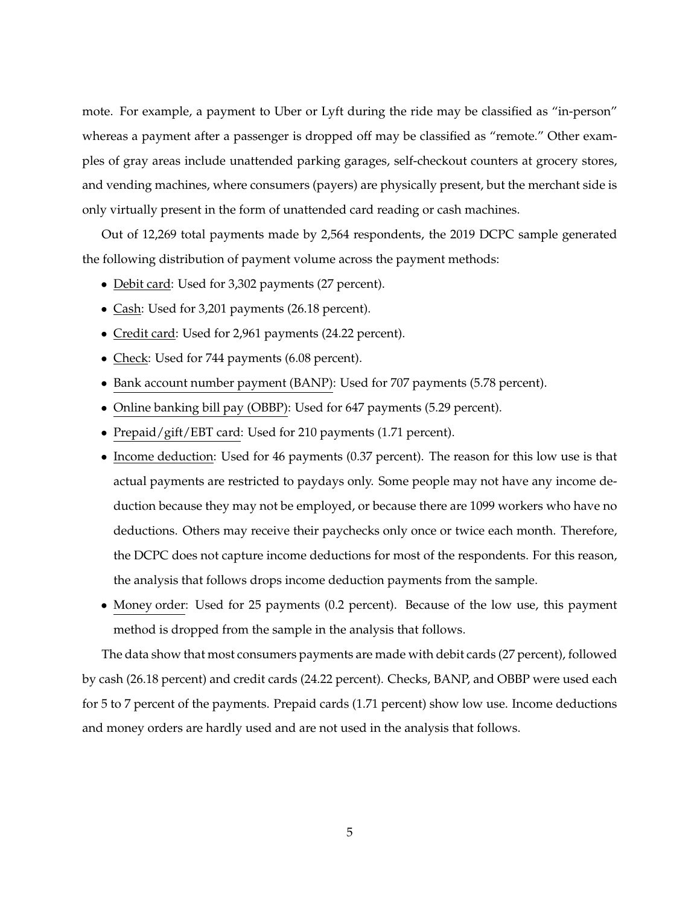mote. For example, a payment to Uber or Lyft during the ride may be classified as "in-person" whereas a payment after a passenger is dropped off may be classified as "remote." Other examples of gray areas include unattended parking garages, self-checkout counters at grocery stores, and vending machines, where consumers (payers) are physically present, but the merchant side is only virtually present in the form of unattended card reading or cash machines.

Out of 12,269 total payments made by 2,564 respondents, the 2019 DCPC sample generated the following distribution of payment volume across the payment methods:

- Debit card: Used for 3,302 payments (27 percent).
- Cash: Used for 3,201 payments (26.18 percent).
- Credit card: Used for 2,961 payments (24.22 percent).
- Check: Used for 744 payments (6.08 percent).
- Bank account number payment (BANP): Used for 707 payments (5.78 percent).
- Online banking bill pay (OBBP): Used for 647 payments (5.29 percent).
- Prepaid/gift/EBT card: Used for 210 payments (1.71 percent).
- Income deduction: Used for 46 payments (0.37 percent). The reason for this low use is that actual payments are restricted to paydays only. Some people may not have any income deduction because they may not be employed, or because there are 1099 workers who have no deductions. Others may receive their paychecks only once or twice each month. Therefore, the DCPC does not capture income deductions for most of the respondents. For this reason, the analysis that follows drops income deduction payments from the sample.
- Money order: Used for 25 payments (0.2 percent). Because of the low use, this payment method is dropped from the sample in the analysis that follows.

The data show that most consumers payments are made with debit cards (27 percent), followed by cash (26.18 percent) and credit cards (24.22 percent). Checks, BANP, and OBBP were used each for 5 to 7 percent of the payments. Prepaid cards (1.71 percent) show low use. Income deductions and money orders are hardly used and are not used in the analysis that follows.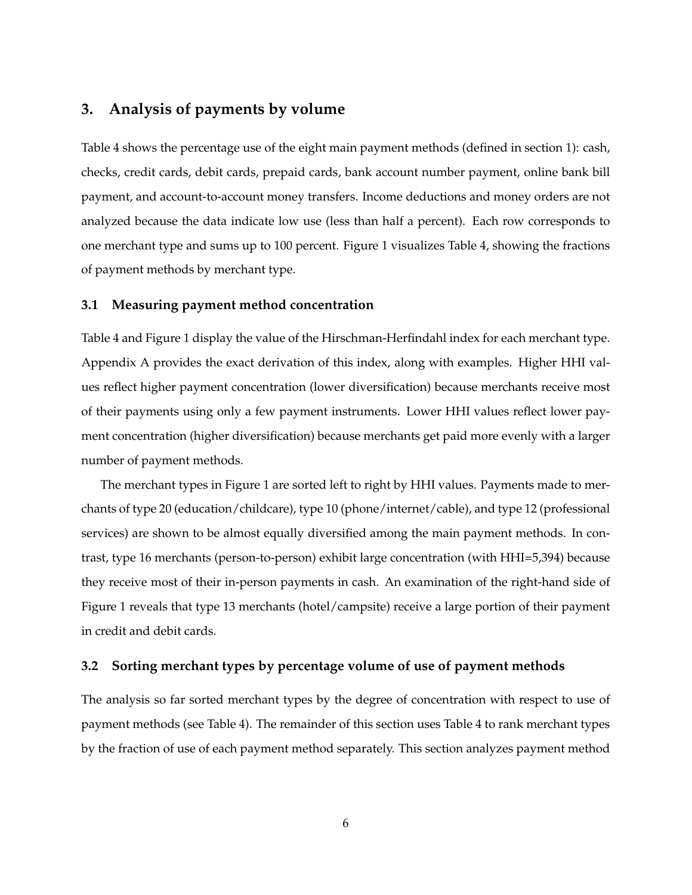## 3. Analysis of payments by volume

Table 4 shows the percentage use of the eight main payment methods (defined in section 1): cash, checks, credit cards, debit cards, prepaid cards, bank account number payment, online bank bill payment, and account-to-account money transfers. Income deductions and money orders are not analyzed because the data indicate low use (less than half a percent). Each row corresponds to one merchant type and sums up to 100 percent. Figure 1 visualizes Table 4, showing the fractions of payment methods by merchant type.

### 3.1 Measuring payment method concentration

Table 4 and Figure 1 display the value of the Hirschman-Herfindahl index for each merchant type. Appendix A provides the exact derivation of this index, along with examples. Higher HHI values reflect higher payment concentration (lower diversification) because merchants receive most of their payments using only a few payment instruments. Lower HHI values reflect lower payment concentration (higher diversification) because merchants get paid more evenly with a larger number of payment methods.

The merchant types in Figure 1 are sorted left to right by HHI values. Payments made to merchants of type 20 (education/childcare), type 10 (phone/internet/cable), and type 12 (professional services) are shown to be almost equally diversified among the main payment methods. In contrast, type 16 merchants (person-to-person) exhibit large concentration (with HHI=5,394) because they receive most of their in-person payments in cash. An examination of the right-hand side of Figure 1 reveals that type 13 merchants (hotel/campsite) receive a large portion of their payment in credit and debit cards.

### 3.2 Sorting merchant types by percentage volume of use of payment methods

The analysis so far sorted merchant types by the degree of concentration with respect to use of payment methods (see Table 4). The remainder of this section uses Table 4 to rank merchant types by the fraction of use of each payment method separately. This section analyzes payment method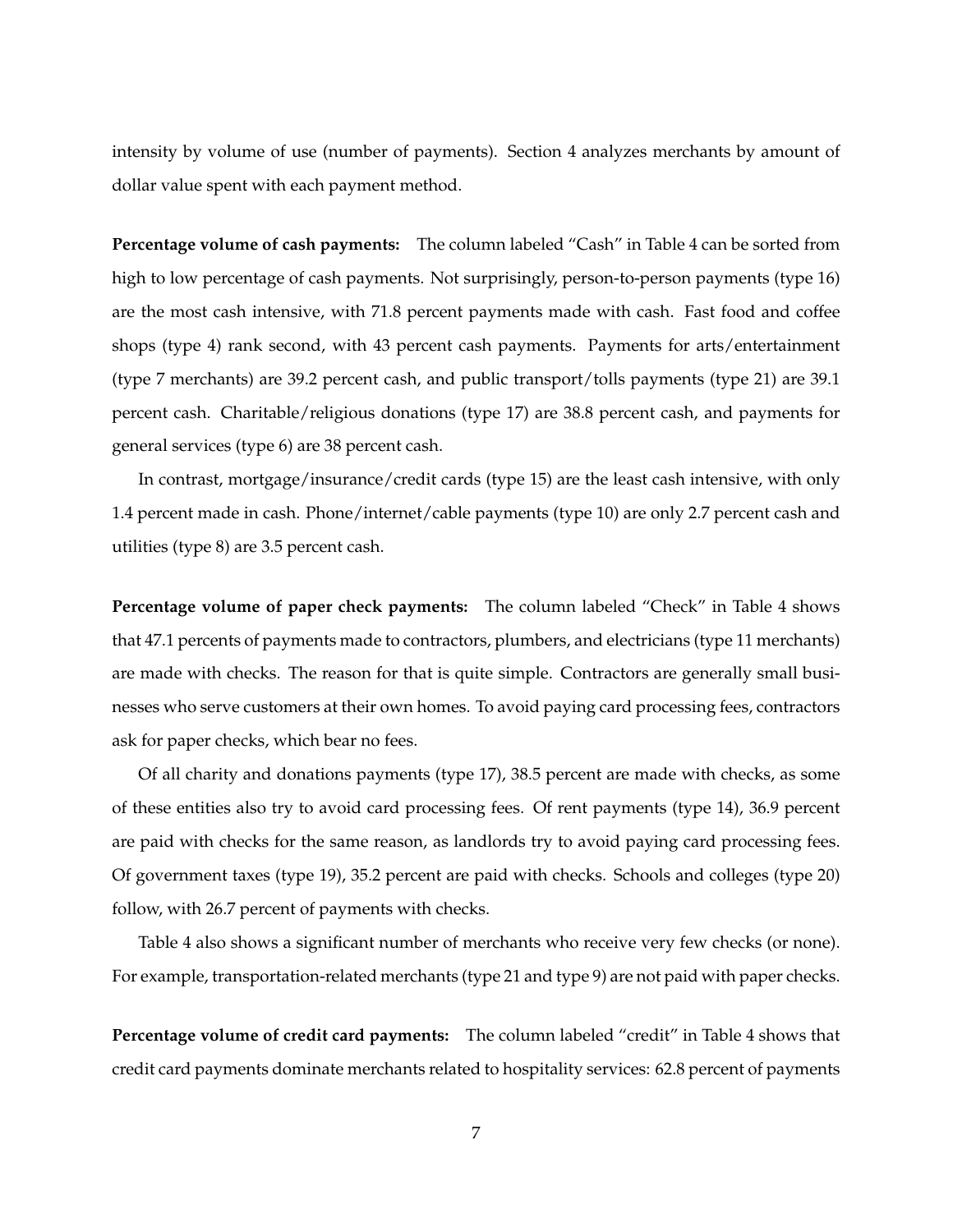intensity by volume of use (number of payments). Section 4 analyzes merchants by amount of dollar value spent with each payment method.

**Percentage volume of cash payments:** The column labeled "Cash" in Table 4 can be sorted from high to low percentage of cash payments. Not surprisingly, person-to-person payments (type 16) are the most cash intensive, with 71.8 percent payments made with cash. Fast food and coffee shops (type 4) rank second, with 43 percent cash payments. Payments for arts/entertainment (type 7 merchants) are 39.2 percent cash, and public transport/tolls payments (type 21) are 39.1 percent cash. Charitable/religious donations (type 17) are 38.8 percent cash, and payments for general services (type 6) are 38 percent cash.

In contrast, mortgage/insurance/credit cards (type 15) are the least cash intensive, with only 1.4 percent made in cash. Phone/internet/cable payments (type 10) are only 2.7 percent cash and utilities (type 8) are 3.5 percent cash.

**Percentage volume of paper check payments:** The column labeled "Check" in Table 4 shows that 47.1 percents of payments made to contractors, plumbers, and electricians (type 11 merchants) are made with checks. The reason for that is quite simple. Contractors are generally small businesses who serve customers at their own homes. To avoid paying card processing fees, contractors ask for paper checks, which bear no fees.

Of all charity and donations payments (type 17), 38.5 percent are made with checks, as some of these entities also try to avoid card processing fees. Of rent payments (type 14), 36.9 percent are paid with checks for the same reason, as landlords try to avoid paying card processing fees. Of government taxes (type 19), 35.2 percent are paid with checks. Schools and colleges (type 20) follow, with 26.7 percent of payments with checks.

Table 4 also shows a significant number of merchants who receive very few checks (or none). For example, transportation-related merchants (type 21 and type 9) are not paid with paper checks.

**Percentage volume of credit card payments:** The column labeled "credit" in Table 4 shows that credit card payments dominate merchants related to hospitality services: 62.8 percent of payments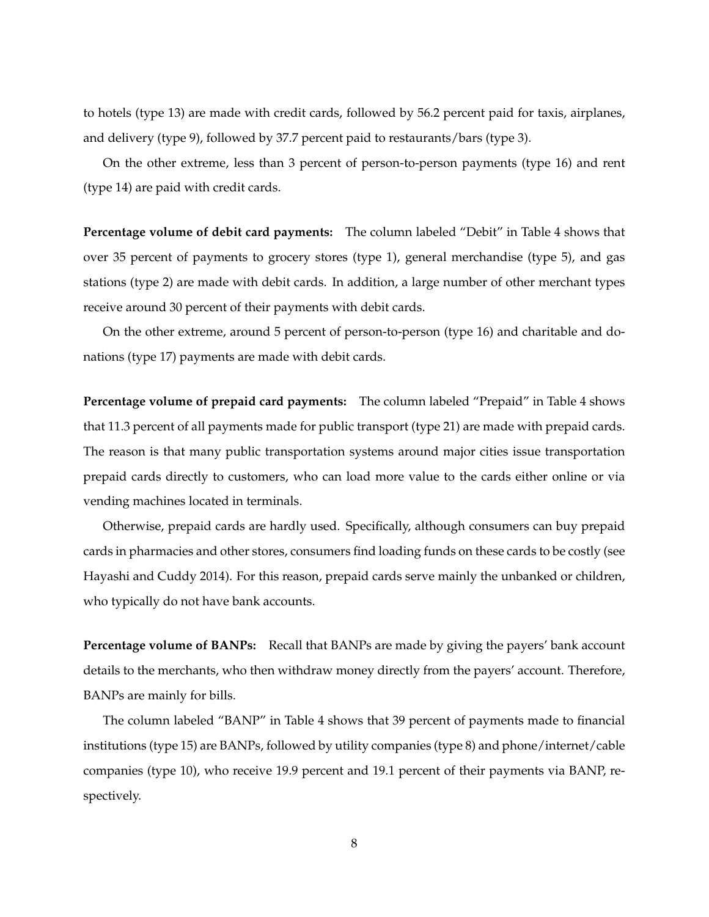to hotels (type 13) are made with credit cards, followed by 56.2 percent paid for taxis, airplanes, and delivery (type 9), followed by 37.7 percent paid to restaurants/bars (type 3).

On the other extreme, less than 3 percent of person-to-person payments (type 16) and rent (type 14) are paid with credit cards.

**Percentage volume of debit card payments:** The column labeled "Debit" in Table 4 shows that over 35 percent of payments to grocery stores (type 1), general merchandise (type 5), and gas stations (type 2) are made with debit cards. In addition, a large number of other merchant types receive around 30 percent of their payments with debit cards.

On the other extreme, around 5 percent of person-to-person (type 16) and charitable and donations (type 17) payments are made with debit cards.

**Percentage volume of prepaid card payments:** The column labeled "Prepaid" in Table 4 shows that 11.3 percent of all payments made for public transport (type 21) are made with prepaid cards. The reason is that many public transportation systems around major cities issue transportation prepaid cards directly to customers, who can load more value to the cards either online or via vending machines located in terminals.

Otherwise, prepaid cards are hardly used. Specifically, although consumers can buy prepaid cards in pharmacies and other stores, consumers find loading funds on these cards to be costly (see Hayashi and Cuddy 2014). For this reason, prepaid cards serve mainly the unbanked or children, who typically do not have bank accounts.

**Percentage volume of BANPs:** Recall that BANPs are made by giving the payers' bank account details to the merchants, who then withdraw money directly from the payers' account. Therefore, BANPs are mainly for bills.

The column labeled "BANP" in Table 4 shows that 39 percent of payments made to financial institutions (type 15) are BANPs, followed by utility companies (type 8) and phone/internet/cable companies (type 10), who receive 19.9 percent and 19.1 percent of their payments via BANP, respectively.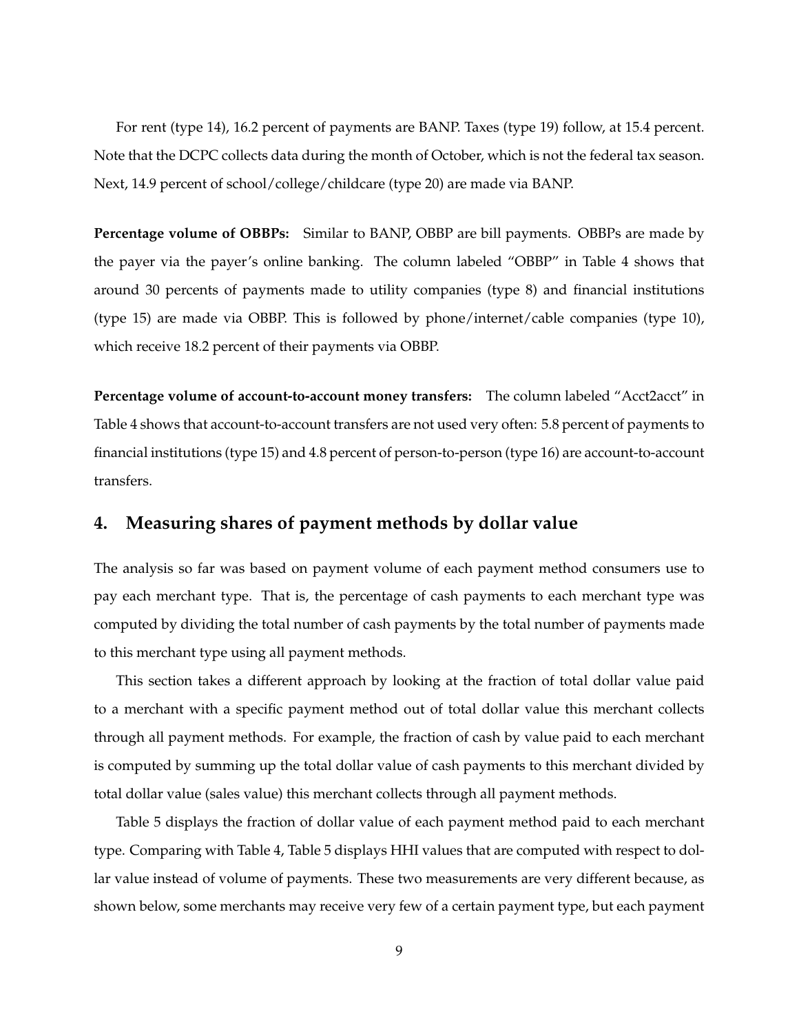For rent (type 14), 16.2 percent of payments are BANP. Taxes (type 19) follow, at 15.4 percent. Note that the DCPC collects data during the month of October, which is not the federal tax season. Next, 14.9 percent of school/college/childcare (type 20) are made via BANP.

**Percentage volume of OBBPs:** Similar to BANP, OBBP are bill payments. OBBPs are made by the payer via the payer's online banking. The column labeled "OBBP" in Table 4 shows that around 30 percents of payments made to utility companies (type 8) and financial institutions (type 15) are made via OBBP. This is followed by phone/internet/cable companies (type 10), which receive 18.2 percent of their payments via OBBP.

**Percentage volume of account-to-account money transfers:** The column labeled "Acct2acct" in Table 4 shows that account-to-account transfers are not used very often: 5.8 percent of payments to financial institutions (type 15) and 4.8 percent of person-to-person (type 16) are account-to-account transfers.

## 4. Measuring shares of payment methods by dollar value

The analysis so far was based on payment volume of each payment method consumers use to pay each merchant type. That is, the percentage of cash payments to each merchant type was computed by dividing the total number of cash payments by the total number of payments made to this merchant type using all payment methods.

This section takes a different approach by looking at the fraction of total dollar value paid to a merchant with a specific payment method out of total dollar value this merchant collects through all payment methods. For example, the fraction of cash by value paid to each merchant is computed by summing up the total dollar value of cash payments to this merchant divided by total dollar value (sales value) this merchant collects through all payment methods.

Table 5 displays the fraction of dollar value of each payment method paid to each merchant type. Comparing with Table 4, Table 5 displays HHI values that are computed with respect to dollar value instead of volume of payments. These two measurements are very different because, as shown below, some merchants may receive very few of a certain payment type, but each payment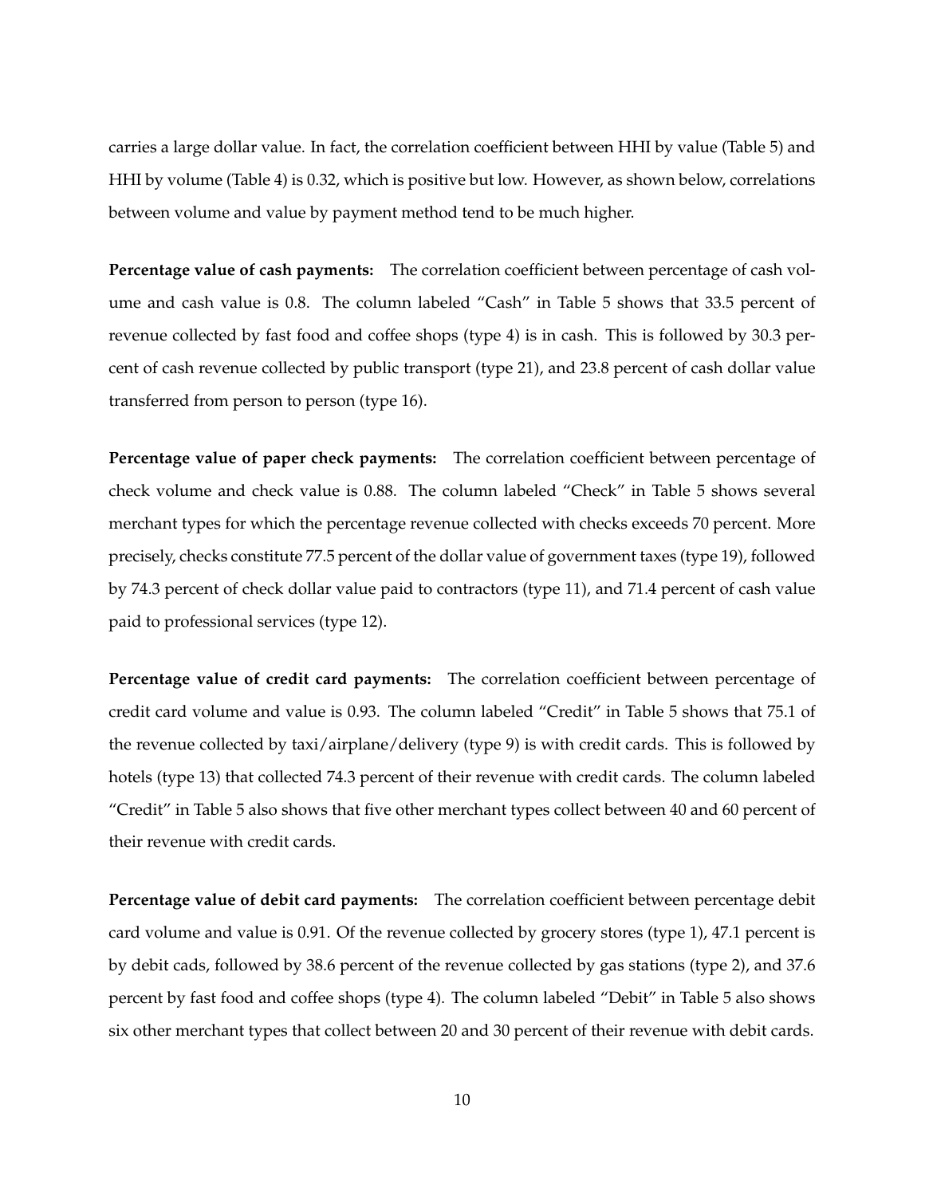carries a large dollar value. In fact, the correlation coefficient between HHI by value (Table 5) and HHI by volume (Table 4) is 0.32, which is positive but low. However, as shown below, correlations between volume and value by payment method tend to be much higher.

**Percentage value of cash payments:** The correlation coefficient between percentage of cash volume and cash value is 0.8. The column labeled "Cash" in Table 5 shows that 33.5 percent of revenue collected by fast food and coffee shops (type 4) is in cash. This is followed by 30.3 percent of cash revenue collected by public transport (type 21), and 23.8 percent of cash dollar value transferred from person to person (type 16).

**Percentage value of paper check payments:** The correlation coefficient between percentage of check volume and check value is 0.88. The column labeled "Check" in Table 5 shows several merchant types for which the percentage revenue collected with checks exceeds 70 percent. More precisely, checks constitute 77.5 percent of the dollar value of government taxes (type 19), followed by 74.3 percent of check dollar value paid to contractors (type 11), and 71.4 percent of cash value paid to professional services (type 12).

**Percentage value of credit card payments:** The correlation coefficient between percentage of credit card volume and value is 0.93. The column labeled "Credit" in Table 5 shows that 75.1 of the revenue collected by taxi/airplane/delivery (type 9) is with credit cards. This is followed by hotels (type 13) that collected 74.3 percent of their revenue with credit cards. The column labeled "Credit" in Table 5 also shows that five other merchant types collect between 40 and 60 percent of their revenue with credit cards.

**Percentage value of debit card payments:** The correlation coefficient between percentage debit card volume and value is 0.91. Of the revenue collected by grocery stores (type 1), 47.1 percent is by debit cads, followed by 38.6 percent of the revenue collected by gas stations (type 2), and 37.6 percent by fast food and coffee shops (type 4). The column labeled "Debit" in Table 5 also shows six other merchant types that collect between 20 and 30 percent of their revenue with debit cards.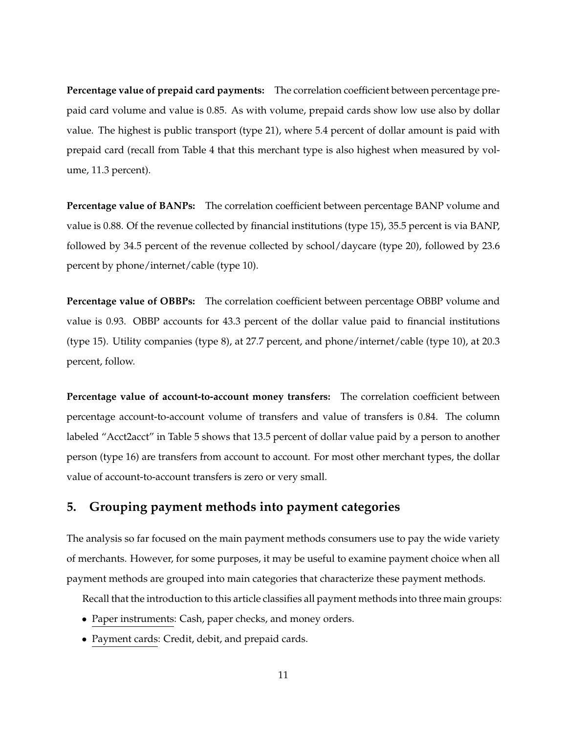**Percentage value of prepaid card payments:** The correlation coefficient between percentage prepaid card volume and value is 0.85. As with volume, prepaid cards show low use also by dollar value. The highest is public transport (type 21), where 5.4 percent of dollar amount is paid with prepaid card (recall from Table 4 that this merchant type is also highest when measured by volume, 11.3 percent).

**Percentage value of BANPs:** The correlation coefficient between percentage BANP volume and value is 0.88. Of the revenue collected by financial institutions (type 15), 35.5 percent is via BANP, followed by 34.5 percent of the revenue collected by school/daycare (type 20), followed by 23.6 percent by phone/internet/cable (type 10).

**Percentage value of OBBPs:** The correlation coefficient between percentage OBBP volume and value is 0.93. OBBP accounts for 43.3 percent of the dollar value paid to financial institutions (type 15). Utility companies (type 8), at 27.7 percent, and phone/internet/cable (type 10), at 20.3 percent, follow.

**Percentage value of account-to-account money transfers:** The correlation coefficient between percentage account-to-account volume of transfers and value of transfers is 0.84. The column labeled "Acct2acct" in Table 5 shows that 13.5 percent of dollar value paid by a person to another person (type 16) are transfers from account to account. For most other merchant types, the dollar value of account-to-account transfers is zero or very small.

## 5. Grouping payment methods into payment categories

The analysis so far focused on the main payment methods consumers use to pay the wide variety of merchants. However, for some purposes, it may be useful to examine payment choice when all payment methods are grouped into main categories that characterize these payment methods.

Recall that the introduction to this article classifies all payment methods into three main groups:

- Paper instruments: Cash, paper checks, and money orders.
- Payment cards: Credit, debit, and prepaid cards.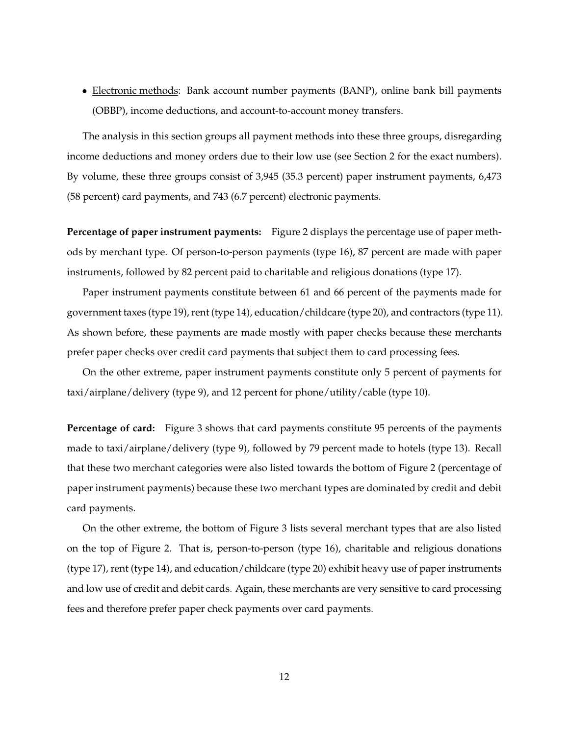- Electronic methods: Bank account number payments (BANP), online bank bill payments (OBBP), income deductions, and account-to-account money transfers.

The analysis in this section groups all payment methods into these three groups, disregarding income deductions and money orders due to their low use (see Section 2 for the exact numbers). By volume, these three groups consist of 3,945 (35.3 percent) paper instrument payments, 6,473 (58 percent) card payments, and 743 (6.7 percent) electronic payments.

**Percentage of paper instrument payments:** Figure 2 displays the percentage use of paper methods by merchant type. Of person-to-person payments (type 16), 87 percent are made with paper instruments, followed by 82 percent paid to charitable and religious donations (type 17).

Paper instrument payments constitute between 61 and 66 percent of the payments made for government taxes (type 19), rent (type 14), education/childcare (type 20), and contractors (type 11). As shown before, these payments are made mostly with paper checks because these merchants prefer paper checks over credit card payments that subject them to card processing fees.

On the other extreme, paper instrument payments constitute only 5 percent of payments for taxi/airplane/delivery (type 9), and 12 percent for phone/utility/cable (type 10).

**Percentage of card:** Figure 3 shows that card payments constitute 95 percents of the payments made to taxi/airplane/delivery (type 9), followed by 79 percent made to hotels (type 13). Recall that these two merchant categories were also listed towards the bottom of Figure 2 (percentage of paper instrument payments) because these two merchant types are dominated by credit and debit card payments.

On the other extreme, the bottom of Figure 3 lists several merchant types that are also listed on the top of Figure 2. That is, person-to-person (type 16), charitable and religious donations (type 17), rent (type 14), and education/childcare (type 20) exhibit heavy use of paper instruments and low use of credit and debit cards. Again, these merchants are very sensitive to card processing fees and therefore prefer paper check payments over card payments.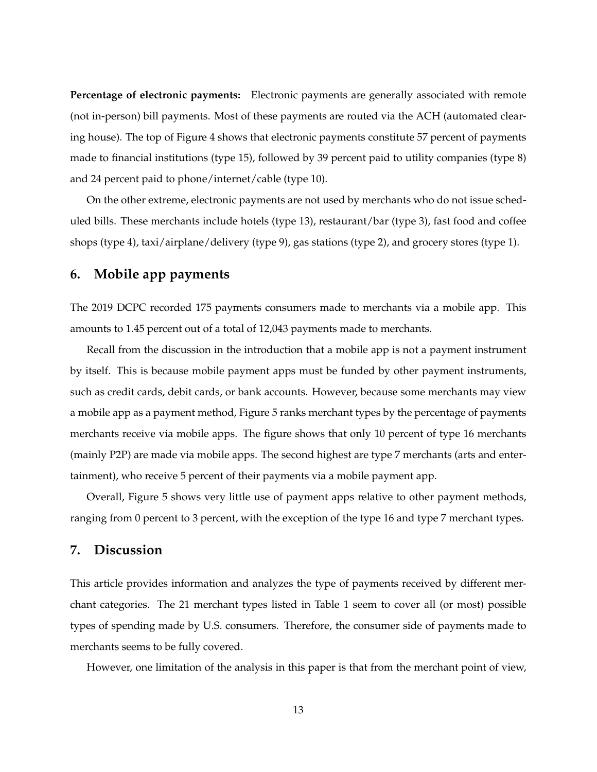**Percentage of electronic payments:** Electronic payments are generally associated with remote (not in-person) bill payments. Most of these payments are routed via the ACH (automated clearing house). The top of Figure 4 shows that electronic payments constitute 57 percent of payments made to financial institutions (type 15), followed by 39 percent paid to utility companies (type 8) and 24 percent paid to phone/internet/cable (type 10).

On the other extreme, electronic payments are not used by merchants who do not issue scheduled bills. These merchants include hotels (type 13), restaurant/bar (type 3), fast food and coffee shops (type 4), taxi/airplane/delivery (type 9), gas stations (type 2), and grocery stores (type 1).

## 6. Mobile app payments

The 2019 DCPC recorded 175 payments consumers made to merchants via a mobile app. This amounts to 1.45 percent out of a total of 12,043 payments made to merchants.

Recall from the discussion in the introduction that a mobile app is not a payment instrument by itself. This is because mobile payment apps must be funded by other payment instruments, such as credit cards, debit cards, or bank accounts. However, because some merchants may view a mobile app as a payment method, Figure 5 ranks merchant types by the percentage of payments merchants receive via mobile apps. The figure shows that only 10 percent of type 16 merchants (mainly P2P) are made via mobile apps. The second highest are type 7 merchants (arts and entertainment), who receive 5 percent of their payments via a mobile payment app.

Overall, Figure 5 shows very little use of payment apps relative to other payment methods, ranging from 0 percent to 3 percent, with the exception of the type 16 and type 7 merchant types.

## 7. Discussion

This article provides information and analyzes the type of payments received by different merchant categories. The 21 merchant types listed in Table 1 seem to cover all (or most) possible types of spending made by U.S. consumers. Therefore, the consumer side of payments made to merchants seems to be fully covered.

However, one limitation of the analysis in this paper is that from the merchant point of view,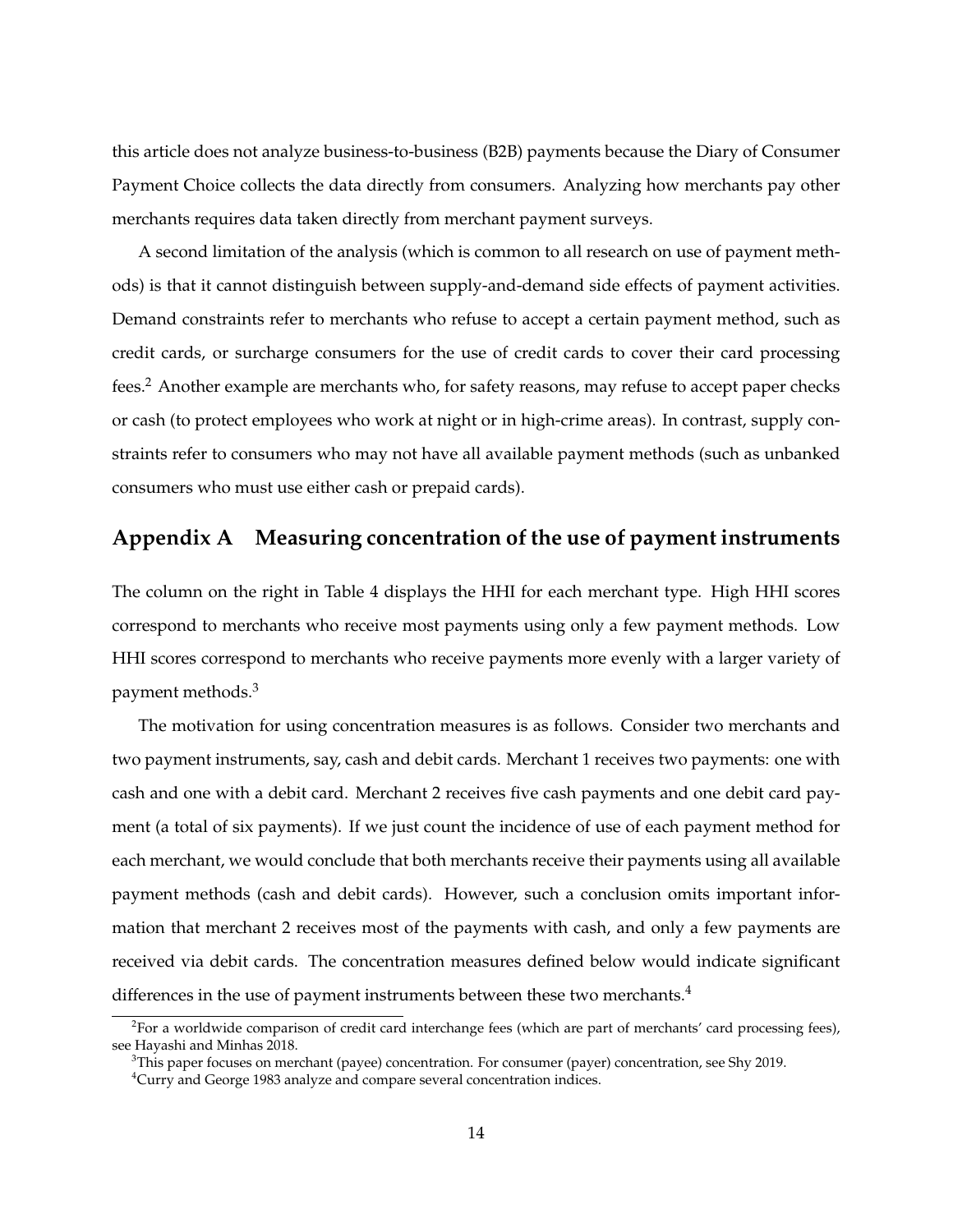this article does not analyze business-to-business (B2B) payments because the Diary of Consumer Payment Choice collects the data directly from consumers. Analyzing how merchants pay other merchants requires data taken directly from merchant payment surveys.

A second limitation of the analysis (which is common to all research on use of payment methods) is that it cannot distinguish between supply-and-demand side effects of payment activities. Demand constraints refer to merchants who refuse to accept a certain payment method, such as credit cards, or surcharge consumers for the use of credit cards to cover their card processing fees.[2] Another example are merchants who, for safety reasons, may refuse to accept paper checks or cash (to protect employees who work at night or in high-crime areas). In contrast, supply constraints refer to consumers who may not have all available payment methods (such as unbanked consumers who must use either cash or prepaid cards).

## Appendix A Measuring concentration of the use of payment instruments

The column on the right in Table 4 displays the HHI for each merchant type. High HHI scores correspond to merchants who receive most payments using only a few payment methods. Low HHI scores correspond to merchants who receive payments more evenly with a larger variety of payment methods.[3]

The motivation for using concentration measures is as follows. Consider two merchants and two payment instruments, say, cash and debit cards. Merchant 1 receives two payments: one with cash and one with a debit card. Merchant 2 receives five cash payments and one debit card payment (a total of six payments). If we just count the incidence of use of each payment method for each merchant, we would conclude that both merchants receive their payments using all available payment methods (cash and debit cards). However, such a conclusion omits important information that merchant 2 receives most of the payments with cash, and only a few payments are received via debit cards. The concentration measures defined below would indicate significant differences in the use of payment instruments between these two merchants.[4]

[2]For a worldwide comparison of credit card interchange fees (which are part of merchants' card processing fees), see Hayashi and Minhas 2018.

[3]This paper focuses on merchant (payee) concentration. For consumer (payer) concentration, see Shy 2019.

[4]Curry and George 1983 analyze and compare several concentration indices.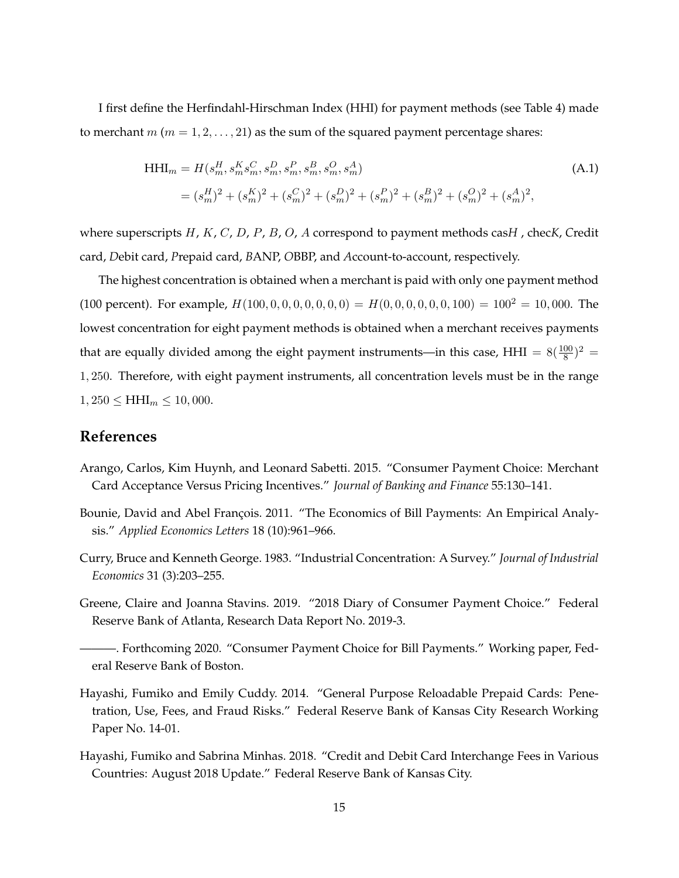I first define the Herfindahl-Hirschman Index (HHI) for payment methods (see Table 4) made to merchant $m$ ($m = 1, 2, \ldots, 21$) as the sum of the squared payment percentage shares:

$$
\begin{aligned}
\text{HHI}_m &= H(s_m^H, s_m^K s_m^C, s_m^D, s_m^P, s_m^B, s_m^O, s_m^A) \\
&= (s_m^H)^2 + (s_m^K)^2 + (s_m^C)^2 + (s_m^D)^2 + (s_m^P)^2 + (s_m^B)^2 + (s_m^O)^2 + (s_m^A)^2,
\end{aligned}
\tag{A.1}
$$

where superscripts $H$, $K$, $C$, $D$, $P$, $B$, $O$, $A$ correspond to payment methods cas$H$ , chec$K$, $C$redit card, $D$ebit card, $P$repaid card, $B$ANP, $O$BBP, and $A$ccount-to-account, respectively.

The highest concentration is obtained when a merchant is paid with only one payment method (100 percent). For example, $H(100, 0, 0, 0, 0, 0, 0, 0) = H(0, 0, 0, 0, 0, 0, 100) = 100^2 = 10,000$. The lowest concentration for eight payment methods is obtained when a merchant receives payments that are equally divided among the eight payment instruments—in this case, HHI $= 8(\frac{100}{8})^2 = 1,250$. Therefore, with eight payment instruments, all concentration levels must be in the range $1,250 \leq \text{HHI}_m \leq 10,000$.

## References

Arango, Carlos, Kim Huynh, and Leonard Sabetti. 2015. "Consumer Payment Choice: Merchant Card Acceptance Versus Pricing Incentives." *Journal of Banking and Finance* 55:130–141.

Bounie, David and Abel François. 2011. "The Economics of Bill Payments: An Empirical Analysis." *Applied Economics Letters* 18 (10):961–966.

Curry, Bruce and Kenneth George. 1983. "Industrial Concentration: A Survey." *Journal of Industrial Economics* 31 (3):203–255.

Greene, Claire and Joanna Stavins. 2019. "2018 Diary of Consumer Payment Choice." Federal Reserve Bank of Atlanta, Research Data Report No. 2019-3.

———. Forthcoming 2020. "Consumer Payment Choice for Bill Payments." Working paper, Federal Reserve Bank of Boston.

Hayashi, Fumiko and Emily Cuddy. 2014. "General Purpose Reloadable Prepaid Cards: Penetration, Use, Fees, and Fraud Risks." Federal Reserve Bank of Kansas City Research Working Paper No. 14-01.

Hayashi, Fumiko and Sabrina Minhas. 2018. "Credit and Debit Card Interchange Fees in Various Countries: August 2018 Update." Federal Reserve Bank of Kansas City.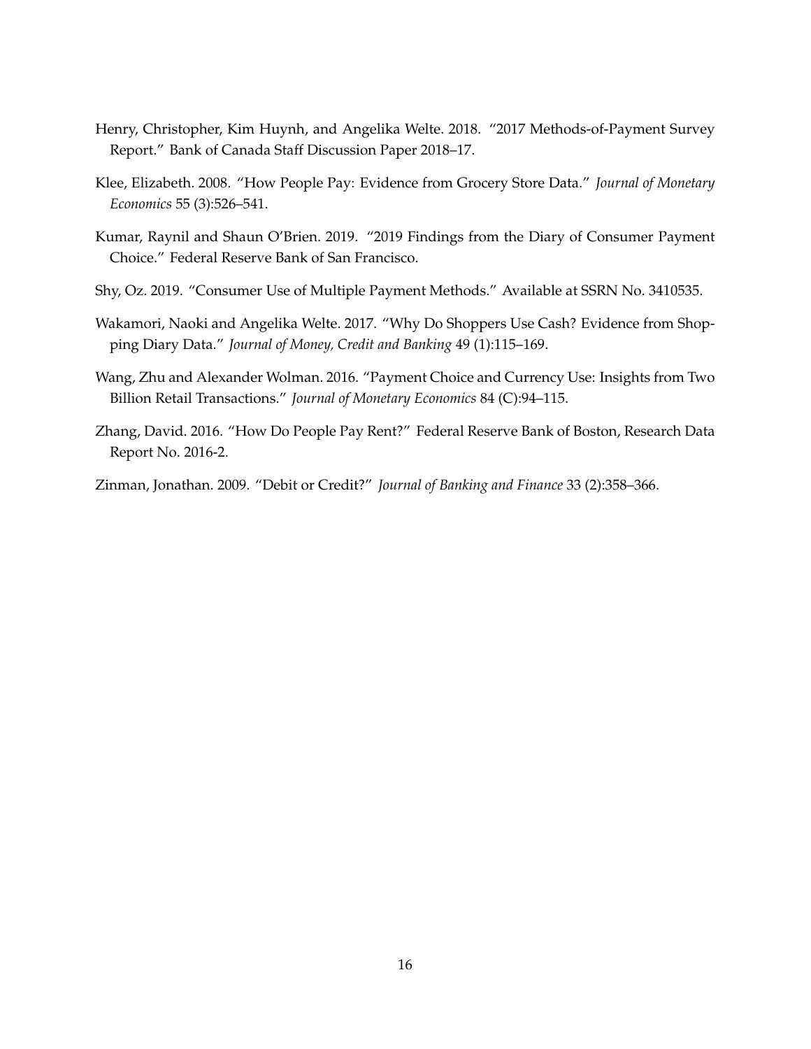Henry, Christopher, Kim Huynh, and Angelika Welte. 2018. "2017 Methods-of-Payment Survey Report." Bank of Canada Staff Discussion Paper 2018–17.

Klee, Elizabeth. 2008. "How People Pay: Evidence from Grocery Store Data." *Journal of Monetary Economics* 55 (3):526–541.

Kumar, Raynil and Shaun O'Brien. 2019. "2019 Findings from the Diary of Consumer Payment Choice." Federal Reserve Bank of San Francisco.

Shy, Oz. 2019. "Consumer Use of Multiple Payment Methods." Available at SSRN No. 3410535.

Wakamori, Naoki and Angelika Welte. 2017. "Why Do Shoppers Use Cash? Evidence from Shopping Diary Data." *Journal of Money, Credit and Banking* 49 (1):115–169.

Wang, Zhu and Alexander Wolman. 2016. "Payment Choice and Currency Use: Insights from Two Billion Retail Transactions." *Journal of Monetary Economics* 84 (C):94–115.

Zhang, David. 2016. "How Do People Pay Rent?" Federal Reserve Bank of Boston, Research Data Report No. 2016-2.

Zinman, Jonathan. 2009. "Debit or Credit?" *Journal of Banking and Finance* 33 (2):358–366.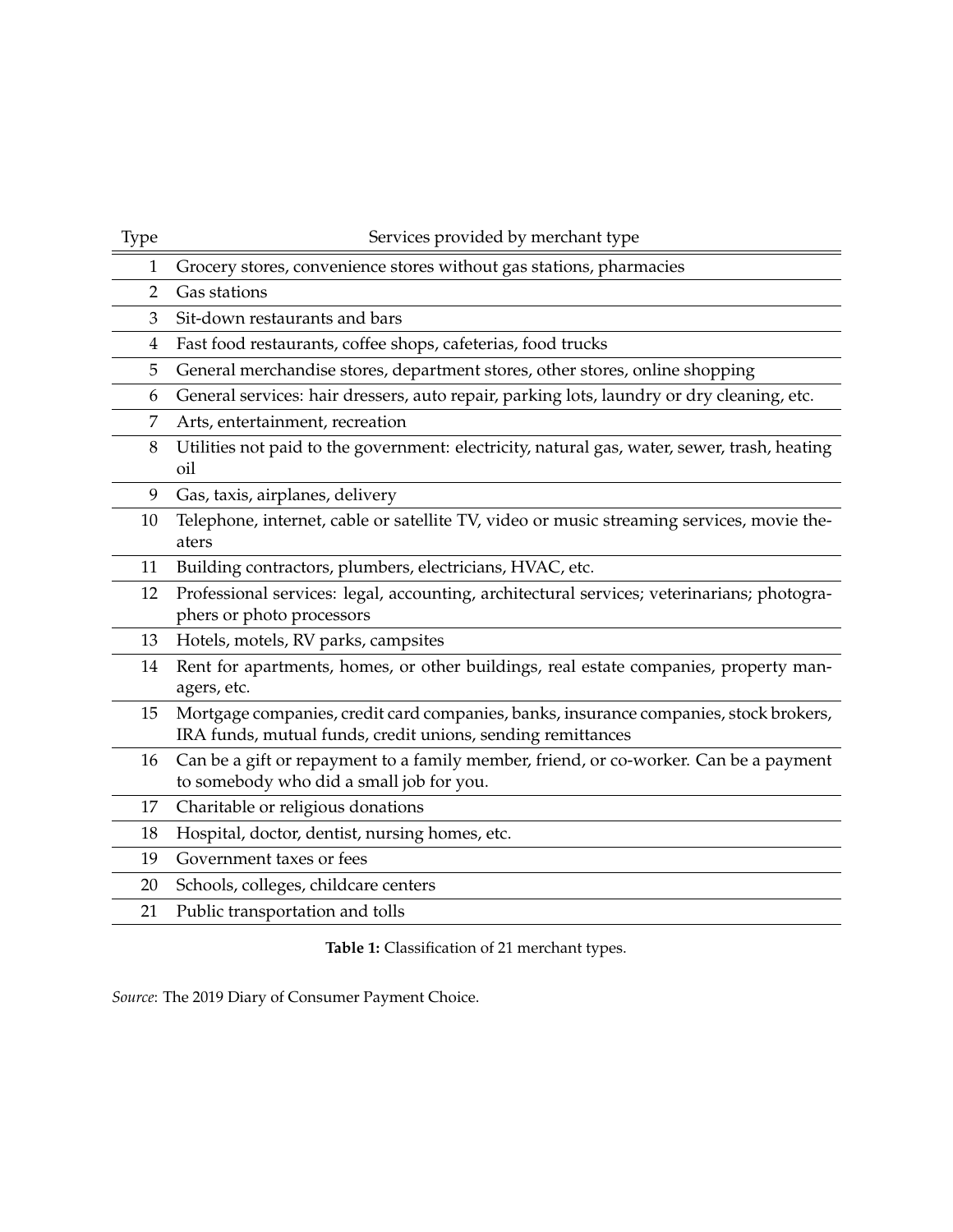| Type | Services provided by merchant type |
|---|---|
| 1 | Grocery stores, convenience stores without gas stations, pharmacies |
| 2 | Gas stations |
| 3 | Sit-down restaurants and bars |
| 4 | Fast food restaurants, coffee shops, cafeterias, food trucks |
| 5 | General merchandise stores, department stores, other stores, online shopping |
| 6 | General services: hair dressers, auto repair, parking lots, laundry or dry cleaning, etc. |
| 7 | Arts, entertainment, recreation |
| 8 | Utilities not paid to the government: electricity, natural gas, water, sewer, trash, heating oil |
| 9 | Gas, taxis, airplanes, delivery |
| 10 | Telephone, internet, cable or satellite TV, video or music streaming services, movie theaters |
| 11 | Building contractors, plumbers, electricians, HVAC, etc. |
| 12 | Professional services: legal, accounting, architectural services; veterinarians; photographers or photo processors |
| 13 | Hotels, motels, RV parks, campsites |
| 14 | Rent for apartments, homes, or other buildings, real estate companies, property managers, etc. |
| 15 | Mortgage companies, credit card companies, banks, insurance companies, stock brokers, IRA funds, mutual funds, credit unions, sending remittances |
| 16 | Can be a gift or repayment to a family member, friend, or co-worker. Can be a payment to somebody who did a small job for you. |
| 17 | Charitable or religious donations |
| 18 | Hospital, doctor, dentist, nursing homes, etc. |
| 19 | Government taxes or fees |
| 20 | Schools, colleges, childcare centers |
| 21 | Public transportation and tolls |

**Table 1:** Classification of 21 merchant types.

*Source*: The 2019 Diary of Consumer Payment Choice.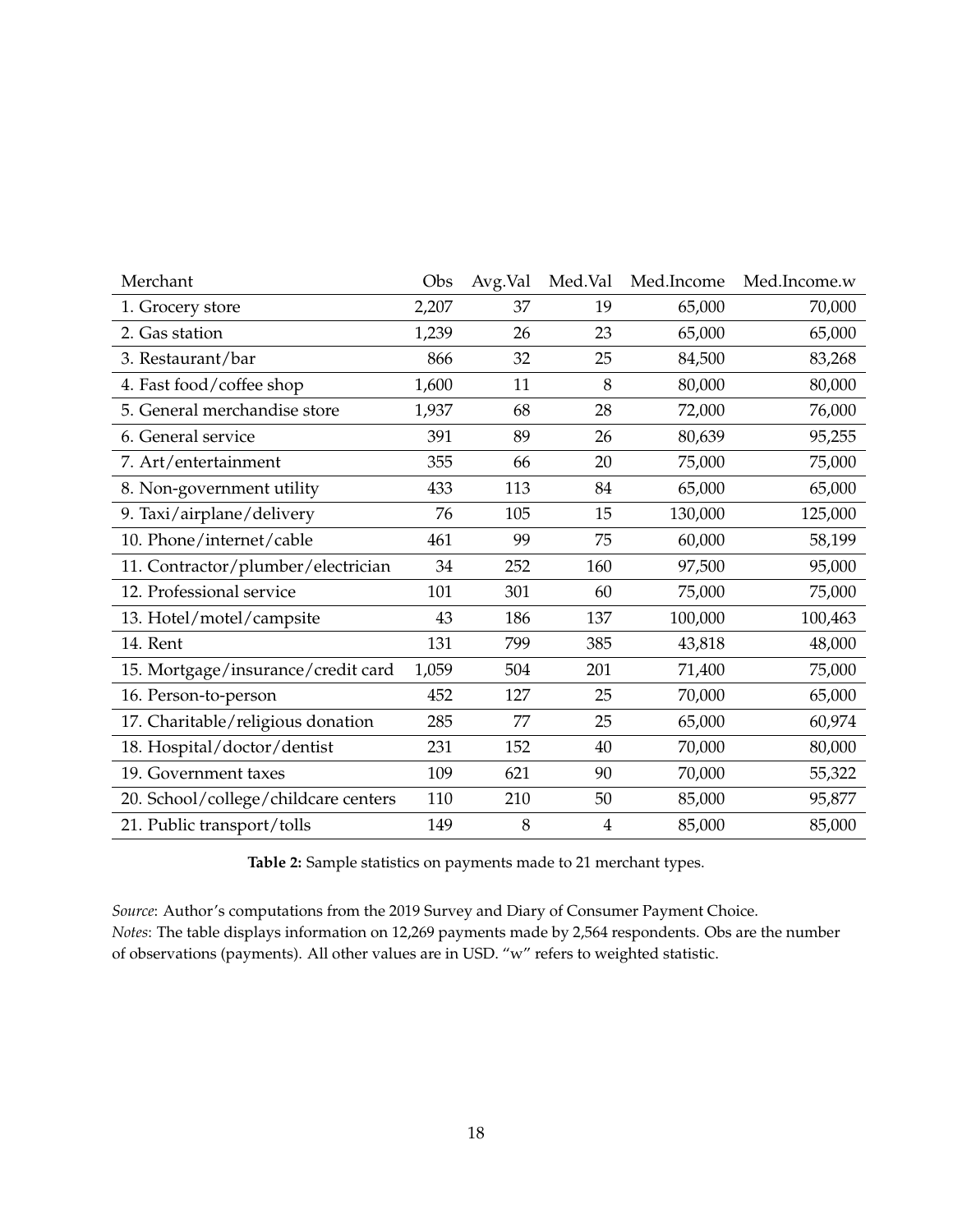| Merchant | Obs | Avg.Val | Med.Val | Med.Income | Med.Income.w |
|---|---|---|---|---|---|
| 1. Grocery store | 2,207 | 37 | 19 | 65,000 | 70,000 |
| 2. Gas station | 1,239 | 26 | 23 | 65,000 | 65,000 |
| 3. Restaurant/bar | 866 | 32 | 25 | 84,500 | 83,268 |
| 4. Fast food/coffee shop | 1,600 | 11 | 8 | 80,000 | 80,000 |
| 5. General merchandise store | 1,937 | 68 | 28 | 72,000 | 76,000 |
| 6. General service | 391 | 89 | 26 | 80,639 | 95,255 |
| 7. Art/entertainment | 355 | 66 | 20 | 75,000 | 75,000 |
| 8. Non-government utility | 433 | 113 | 84 | 65,000 | 65,000 |
| 9. Taxi/airplane/delivery | 76 | 105 | 15 | 130,000 | 125,000 |
| 10. Phone/internet/cable | 461 | 99 | 75 | 60,000 | 58,199 |
| 11. Contractor/plumber/electrician | 34 | 252 | 160 | 97,500 | 95,000 |
| 12. Professional service | 101 | 301 | 60 | 75,000 | 75,000 |
| 13. Hotel/motel/campsite | 43 | 186 | 137 | 100,000 | 100,463 |
| 14. Rent | 131 | 799 | 385 | 43,818 | 48,000 |
| 15. Mortgage/insurance/credit card | 1,059 | 504 | 201 | 71,400 | 75,000 |
| 16. Person-to-person | 452 | 127 | 25 | 70,000 | 65,000 |
| 17. Charitable/religious donation | 285 | 77 | 25 | 65,000 | 60,974 |
| 18. Hospital/doctor/dentist | 231 | 152 | 40 | 70,000 | 80,000 |
| 19. Government taxes | 109 | 621 | 90 | 70,000 | 55,322 |
| 20. School/college/childcare centers | 110 | 210 | 50 | 85,000 | 95,877 |
| 21. Public transport/tolls | 149 | 8 | 4 | 85,000 | 85,000 |

**Table 2:** Sample statistics on payments made to 21 merchant types.

*Source*: Author's computations from the 2019 Survey and Diary of Consumer Payment Choice.
*Notes*: The table displays information on 12,269 payments made by 2,564 respondents. Obs are the number of observations (payments). All other values are in USD. "w" refers to weighted statistic.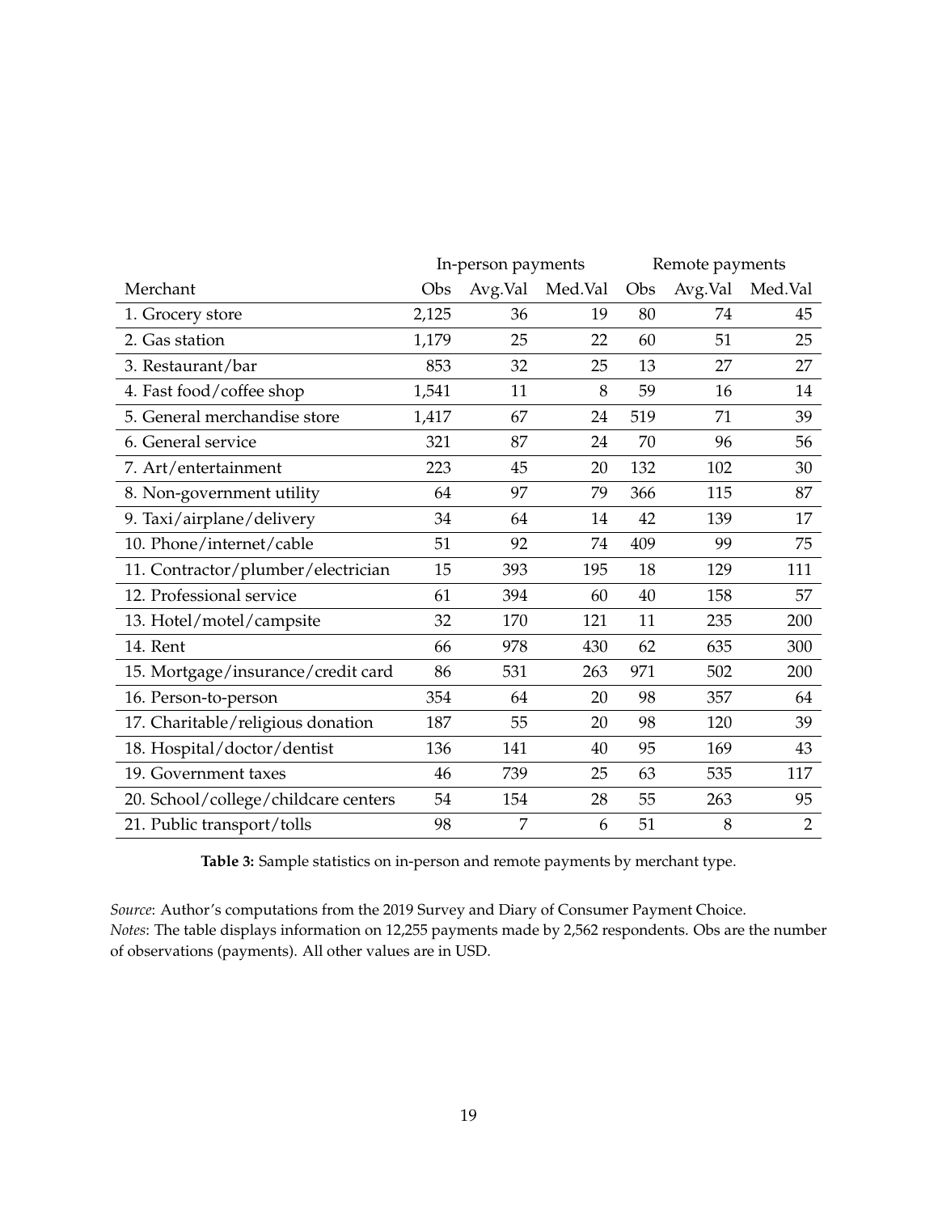| | In-person payments | | | Remote payments | | |
|---|---|---|---|---|---|---|
| Merchant | Obs | Avg.Val | Med.Val | Obs | Avg.Val | Med.Val |
| 1. Grocery store | 2,125 | 36 | 19 | 80 | 74 | 45 |
| 2. Gas station | 1,179 | 25 | 22 | 60 | 51 | 25 |
| 3. Restaurant/bar | 853 | 32 | 25 | 13 | 27 | 27 |
| 4. Fast food/coffee shop | 1,541 | 11 | 8 | 59 | 16 | 14 |
| 5. General merchandise store | 1,417 | 67 | 24 | 519 | 71 | 39 |
| 6. General service | 321 | 87 | 24 | 70 | 96 | 56 |
| 7. Art/entertainment | 223 | 45 | 20 | 132 | 102 | 30 |
| 8. Non-government utility | 64 | 97 | 79 | 366 | 115 | 87 |
| 9. Taxi/airplane/delivery | 34 | 64 | 14 | 42 | 139 | 17 |
| 10. Phone/internet/cable | 51 | 92 | 74 | 409 | 99 | 75 |
| 11. Contractor/plumber/electrician | 15 | 393 | 195 | 18 | 129 | 111 |
| 12. Professional service | 61 | 394 | 60 | 40 | 158 | 57 |
| 13. Hotel/motel/campsite | 32 | 170 | 121 | 11 | 235 | 200 |
| 14. Rent | 66 | 978 | 430 | 62 | 635 | 300 |
| 15. Mortgage/insurance/credit card | 86 | 531 | 263 | 971 | 502 | 200 |
| 16. Person-to-person | 354 | 64 | 20 | 98 | 357 | 64 |
| 17. Charitable/religious donation | 187 | 55 | 20 | 98 | 120 | 39 |
| 18. Hospital/doctor/dentist | 136 | 141 | 40 | 95 | 169 | 43 |
| 19. Government taxes | 46 | 739 | 25 | 63 | 535 | 117 |
| 20. School/college/childcare centers | 54 | 154 | 28 | 55 | 263 | 95 |
| 21. Public transport/tolls | 98 | 7 | 6 | 51 | 8 | 2 |

**Table 3:** Sample statistics on in-person and remote payments by merchant type.

*Source*: Author's computations from the 2019 Survey and Diary of Consumer Payment Choice.
*Notes*: The table displays information on 12,255 payments made by 2,562 respondents. Obs are the number of observations (payments). All other values are in USD.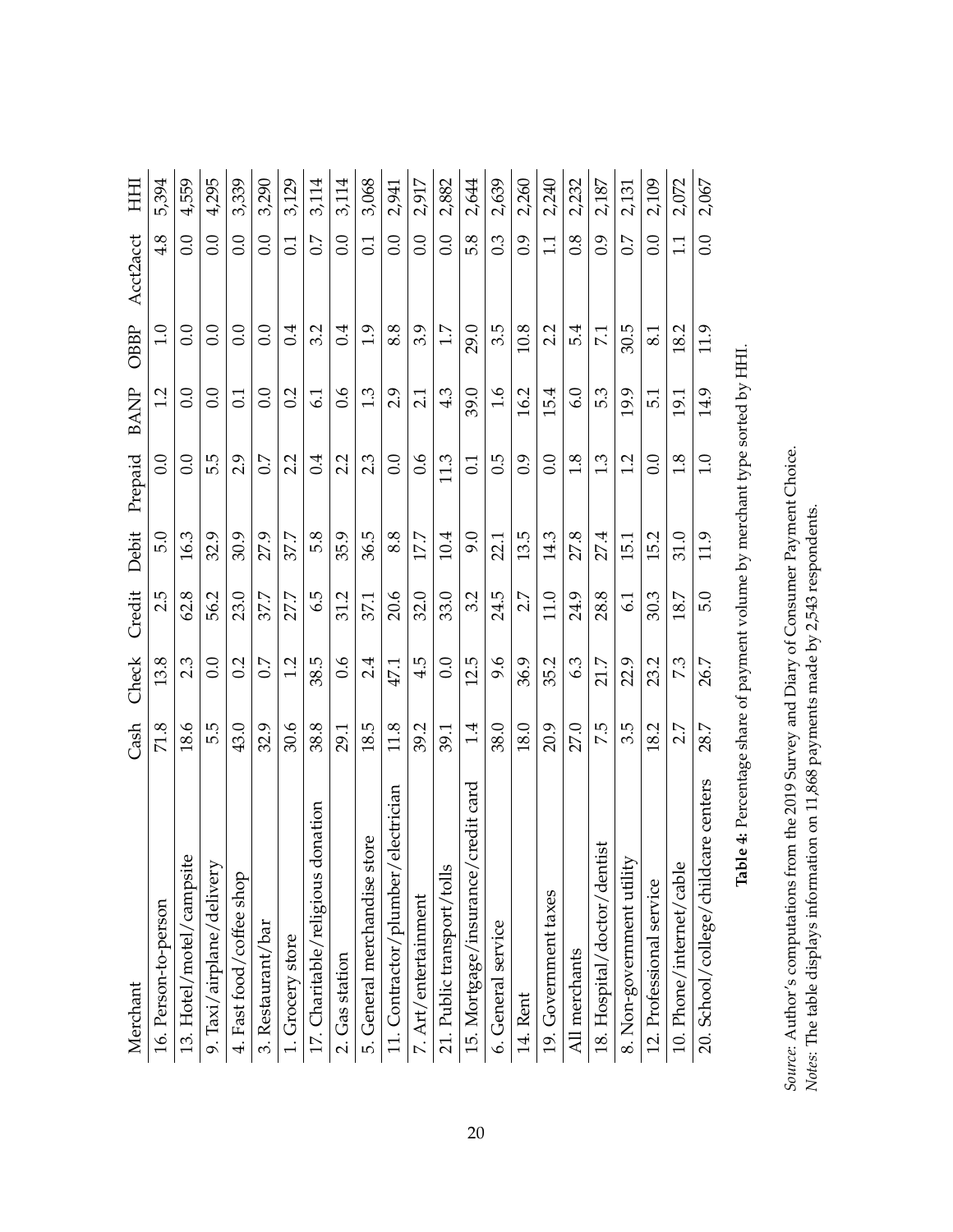| Merchant | Cash | Check | Credit | Debit | Prepaid | BANP | OBBP | Acct2acct | HHI |
|---|---|---|---|---|---|---|---|---|---|
| 16. Person-to-person | 71.8 | 13.8 | 2.5 | 5.0 | 0.0 | 1.2 | 1.0 | 4.8 | 5,394 |
| 13. Hotel/motel/campsite | 18.6 | 2.3 | 62.8 | 16.3 | 0.0 | 0.0 | 0.0 | 0.0 | 4,559 |
| 9. Taxi/airplane/delivery | 5.5 | 0.0 | 56.2 | 32.9 | 5.5 | 0.0 | 0.0 | 0.0 | 4,295 |
| 4. Fast food/coffee shop | 43.0 | 0.2 | 23.0 | 30.9 | 2.9 | 0.1 | 0.0 | 0.0 | 3,339 |
| 3. Restaurant/bar | 32.9 | 0.7 | 37.7 | 27.9 | 0.7 | 0.0 | 0.0 | 0.0 | 3,290 |
| 1. Grocery store | 30.6 | 1.2 | 27.7 | 37.7 | 2.2 | 0.2 | 0.4 | 0.1 | 3,129 |
| 17. Charitable/religious donation | 38.8 | 38.5 | 6.5 | 5.8 | 0.4 | 6.1 | 3.2 | 0.7 | 3,114 |
| 2. Gas station | 29.1 | 0.6 | 31.2 | 35.9 | 2.2 | 0.6 | 0.4 | 0.0 | 3,114 |
| 5. General merchandise store | 18.5 | 2.4 | 37.1 | 36.5 | 2.3 | 1.3 | 1.9 | 0.1 | 3,068 |
| 11. Contractor/plumber/electrician | 11.8 | 47.1 | 20.6 | 8.8 | 0.0 | 2.9 | 8.8 | 0.0 | 2,941 |
| 7. Art/entertainment | 39.2 | 4.5 | 32.0 | 17.7 | 0.6 | 2.1 | 3.9 | 0.0 | 2,917 |
| 21. Public transport/tolls | 39.1 | 0.0 | 33.0 | 10.4 | 11.3 | 4.3 | 1.7 | 0.0 | 2,882 |
| 15. Mortgage/insurance/credit card | 1.4 | 12.5 | 3.2 | 9.0 | 0.1 | 39.0 | 29.0 | 5.8 | 2,644 |
| 6. General service | 38.0 | 9.6 | 24.5 | 22.1 | 0.5 | 1.6 | 3.5 | 0.3 | 2,639 |
| 14. Rent | 18.0 | 36.9 | 2.7 | 13.5 | 0.9 | 16.2 | 10.8 | 0.9 | 2,260 |
| 19. Government taxes | 20.9 | 35.2 | 11.0 | 14.3 | 0.0 | 15.4 | 2.2 | 1.1 | 2,240 |
| All merchants | 27.0 | 6.3 | 24.9 | 27.8 | 1.8 | 6.0 | 5.4 | 0.8 | 2,232 |
| 18. Hospital/doctor/dentist | 7.5 | 21.7 | 28.8 | 27.4 | 1.3 | 5.3 | 7.1 | 0.9 | 2,187 |
| 8. Non-government utility | 3.5 | 22.9 | 6.1 | 15.1 | 1.2 | 19.9 | 30.5 | 0.7 | 2,131 |
| 12. Professional service | 18.2 | 23.2 | 30.3 | 15.2 | 0.0 | 5.1 | 8.1 | 0.0 | 2,109 |
| 10. Phone/internet/cable | 2.7 | 7.3 | 18.7 | 31.0 | 1.8 | 19.1 | 18.2 | 1.1 | 2,072 |
| 20. School/college/childcare centers | 28.7 | 26.7 | 5.0 | 11.9 | 1.0 | 14.9 | 11.9 | 0.0 | 2,067 |

**Table 4:** Percentage share of payment volume by merchant type sorted by HHI.

*Source*: Author's computations from the 2019 Survey and Diary of Consumer Payment Choice.
*Notes*: The table displays information on 11,868 payments made by 2,543 respondents.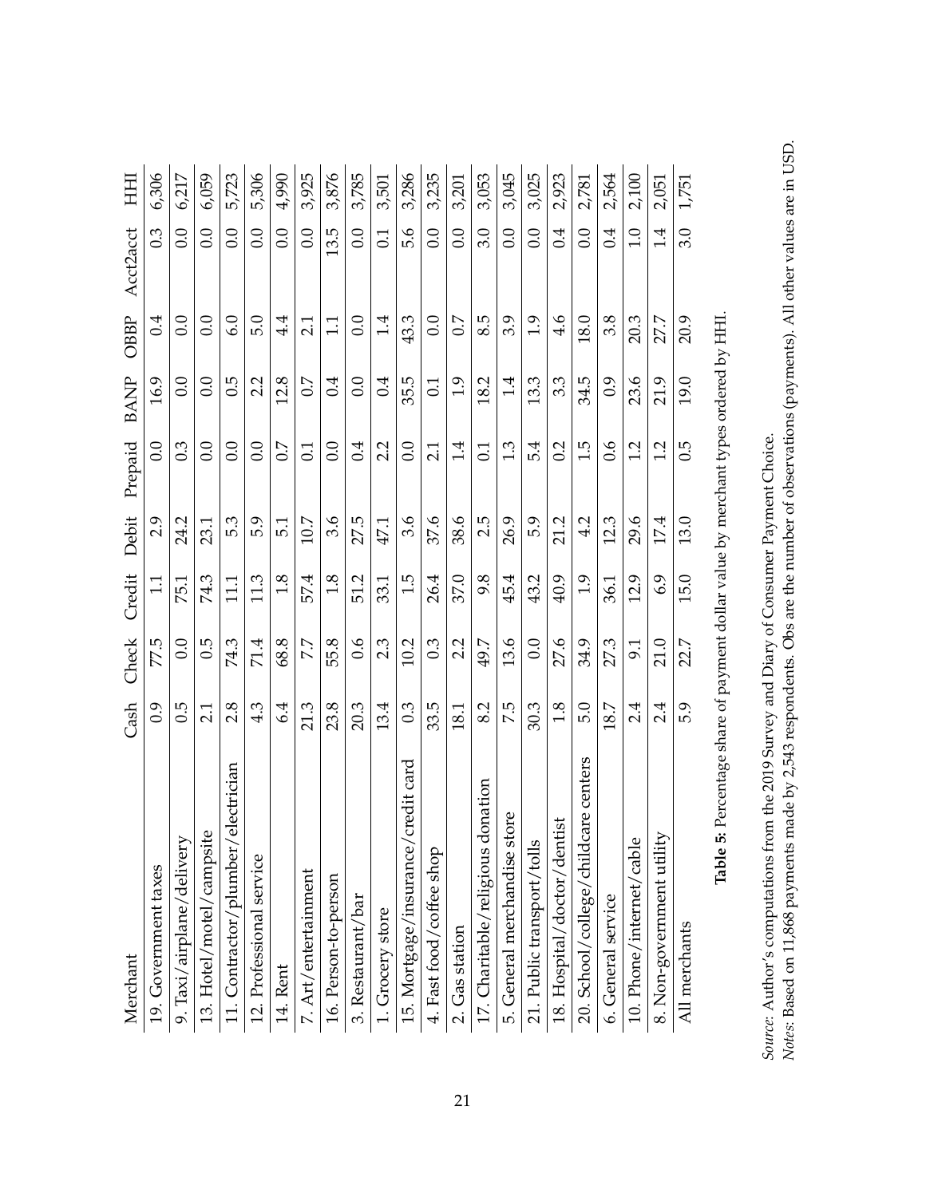| Merchant | Cash | Check | Credit | Debit | Prepaid | BANP | OBBP | Acct2acct | HHI |
|---|---|---|---|---|---|---|---|---|---|
| 19. Government taxes | 0.9 | 77.5 | 1.1 | 2.9 | 0.0 | 16.9 | 0.4 | 0.3 | 6,306 |
| 9. Taxi/airplane/delivery | 0.5 | 0.0 | 75.1 | 24.2 | 0.3 | 0.0 | 0.0 | 0.0 | 6,217 |
| 13. Hotel/motel/campsite | 2.1 | 0.5 | 74.3 | 23.1 | 0.0 | 0.0 | 0.0 | 0.0 | 6,059 |
| 11. Contractor/plumber/electrician | 2.8 | 74.3 | 11.1 | 5.3 | 0.0 | 0.5 | 6.0 | 0.0 | 5,723 |
| 12. Professional service | 4.3 | 71.4 | 11.3 | 5.9 | 0.0 | 2.2 | 5.0 | 0.0 | 5,306 |
| 14. Rent | 6.4 | 68.8 | 1.8 | 5.1 | 0.7 | 12.8 | 4.4 | 0.0 | 4,990 |
| 7. Art/entertainment | 21.3 | 7.7 | 57.4 | 10.7 | 0.1 | 0.7 | 2.1 | 0.0 | 3,925 |
| 16. Person-to-person | 23.8 | 55.8 | 1.8 | 3.6 | 0.0 | 0.4 | 1.1 | 13.5 | 3,876 |
| 3. Restaurant/bar | 20.3 | 0.6 | 51.2 | 27.5 | 0.4 | 0.0 | 0.0 | 0.0 | 3,785 |
| 1. Grocery store | 13.4 | 2.3 | 33.1 | 47.1 | 2.2 | 0.4 | 1.4 | 0.1 | 3,501 |
| 15. Mortgage/insurance/credit card | 0.3 | 10.2 | 1.5 | 3.6 | 0.0 | 35.5 | 43.3 | 5.6 | 3,286 |
| 4. Fast food/coffee shop | 33.5 | 0.3 | 26.4 | 37.6 | 2.1 | 0.1 | 0.0 | 0.0 | 3,235 |
| 2. Gas station | 18.1 | 2.2 | 37.0 | 38.6 | 1.4 | 1.9 | 0.7 | 0.0 | 3,201 |
| 17. Charitable/religious donation | 8.2 | 49.7 | 9.8 | 2.5 | 0.1 | 18.2 | 8.5 | 3.0 | 3,053 |
| 5. General merchandise store | 7.5 | 13.6 | 45.4 | 26.9 | 1.3 | 1.4 | 3.9 | 0.0 | 3,045 |
| 21. Public transport/tolls | 30.3 | 0.0 | 43.2 | 5.9 | 5.4 | 13.3 | 1.9 | 0.0 | 3,025 |
| 18. Hospital/doctor/dentist | 1.8 | 27.6 | 40.9 | 21.2 | 0.2 | 3.3 | 4.6 | 0.4 | 2,923 |
| 20. School/college/childcare centers | 5.0 | 34.9 | 1.9 | 4.2 | 1.5 | 34.5 | 18.0 | 0.0 | 2,781 |
| 6. General service | 18.7 | 27.3 | 36.1 | 12.3 | 0.6 | 0.9 | 3.8 | 0.4 | 2,564 |
| 10. Phone/internet/cable | 2.4 | 9.1 | 12.9 | 29.6 | 1.2 | 23.6 | 20.3 | 1.0 | 2,100 |
| 8. Non-government utility | 2.4 | 21.0 | 6.9 | 17.4 | 1.2 | 21.9 | 27.7 | 1.4 | 2,051 |
| All merchants | 5.9 | 22.7 | 15.0 | 13.0 | 0.5 | 19.0 | 20.9 | 3.0 | 1,751 |

**Table 5:** Percentage share of payment dollar value by merchant types ordered by HHI.

*Source*: Author's computations from the 2019 Survey and Diary of Consumer Payment Choice.
*Notes*: Based on 11,868 payments made by 2,543 respondents. Obs are the number of observations (payments). All other values are in USD.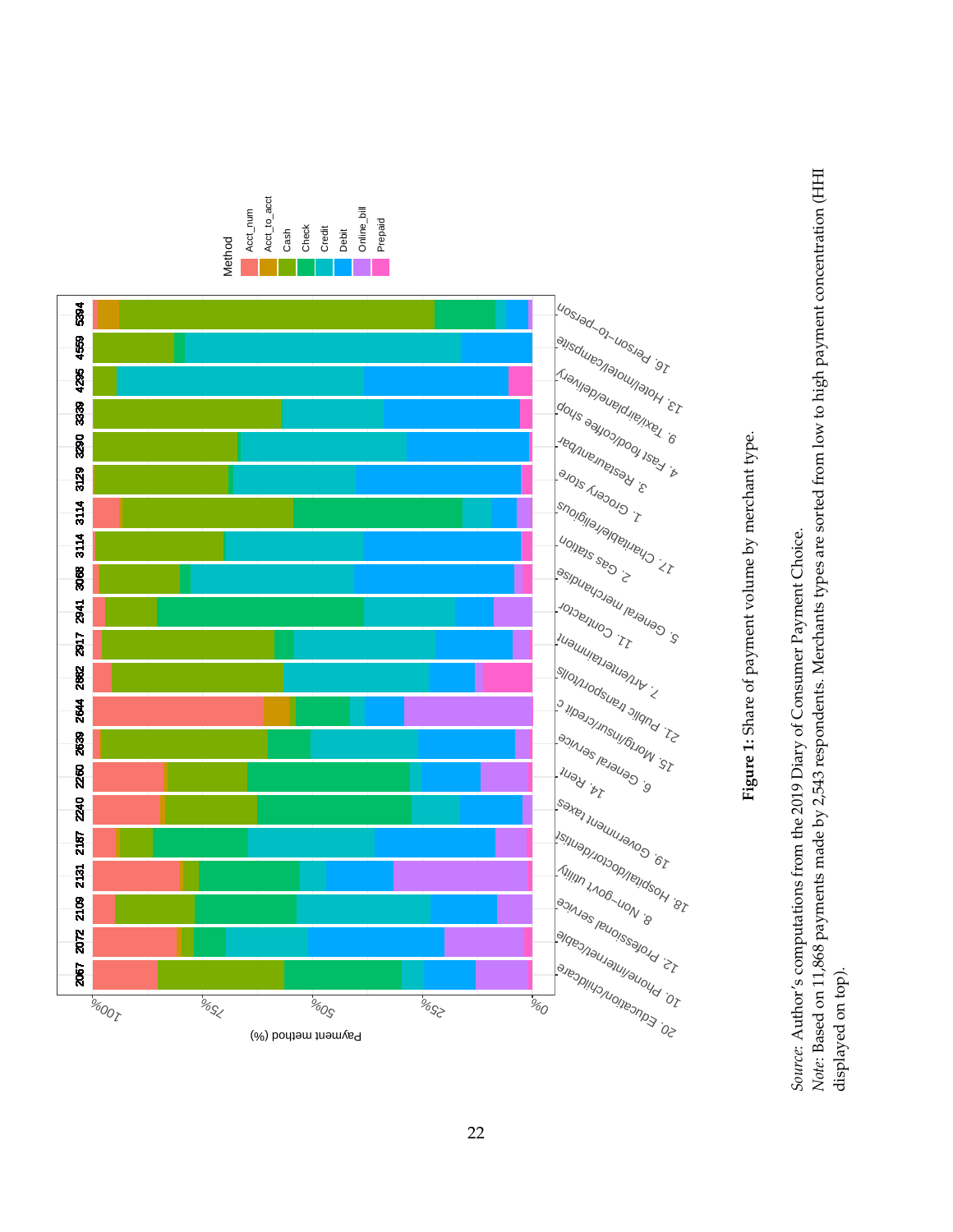**Figure 1:** Share of payment volume by merchant type.

*Source*: Author's computations from the 2019 Diary of Consumer Payment Choice.
*Note*: Based on 11,868 payments made by 2,543 respondents. Merchants types are sorted from low to high payment concentration (HHI displayed on top).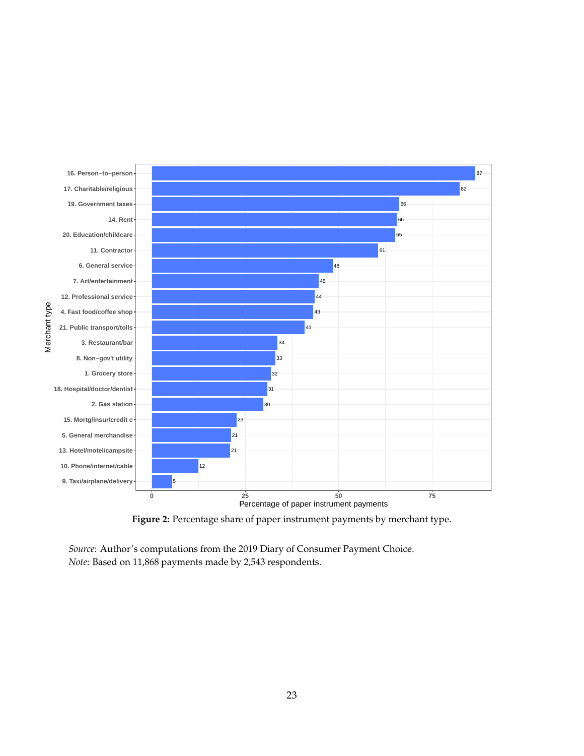Figure 2: Percentage share of paper instrument payments by merchant type.

| Merchant type | Percentage of paper instrument payments |
|---|---|
| 16. Person–to–person | 87 |
| 17. Charitable/religious | 82 |
| 19. Government taxes | 66 |
| 14. Rent | 66 |
| 20. Education/childcare | 65 |
| 11. Contractor | 61 |
| 6. General service | 48 |
| 7. Art/entertainment | 45 |
| 12. Professional service | 44 |
| 4. Fast food/coffee shop | 43 |
| 21. Public transport/tolls | 41 |
| 3. Restaurant/bar | 34 |
| 8. Non–gov't utility | 33 |
| 1. Grocery store | 32 |
| 18. Hospital/doctor/dentist | 31 |
| 2. Gas station | 30 |
| 15. Mortg/insur/credit c | 23 |
| 5. General merchandise | 21 |
| 13. Hotel/motel/campsite | 21 |
| 10. Phone/internet/cable | 12 |
| 9. Taxi/airplane/delivery | 5 |

**Figure 2:** Percentage share of paper instrument payments by merchant type.

*Source*: Author's computations from the 2019 Diary of Consumer Payment Choice.
*Note*: Based on 11,868 payments made by 2,543 respondents.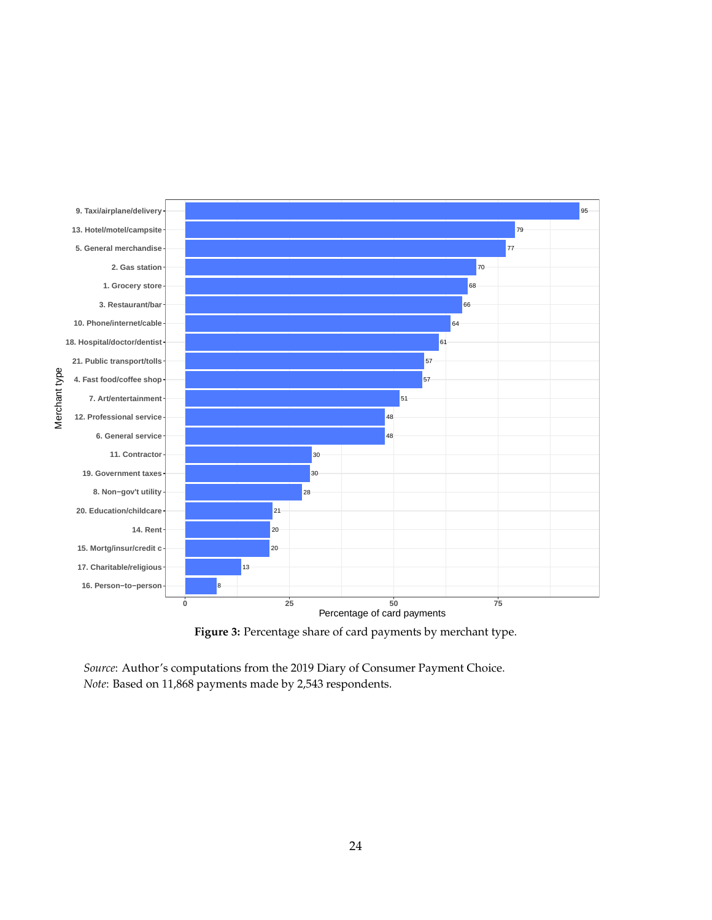**Figure 3:** Percentage share of card payments by merchant type.

*Source*: Author's computations from the 2019 Diary of Consumer Payment Choice.
*Note*: Based on 11,868 payments made by 2,543 respondents.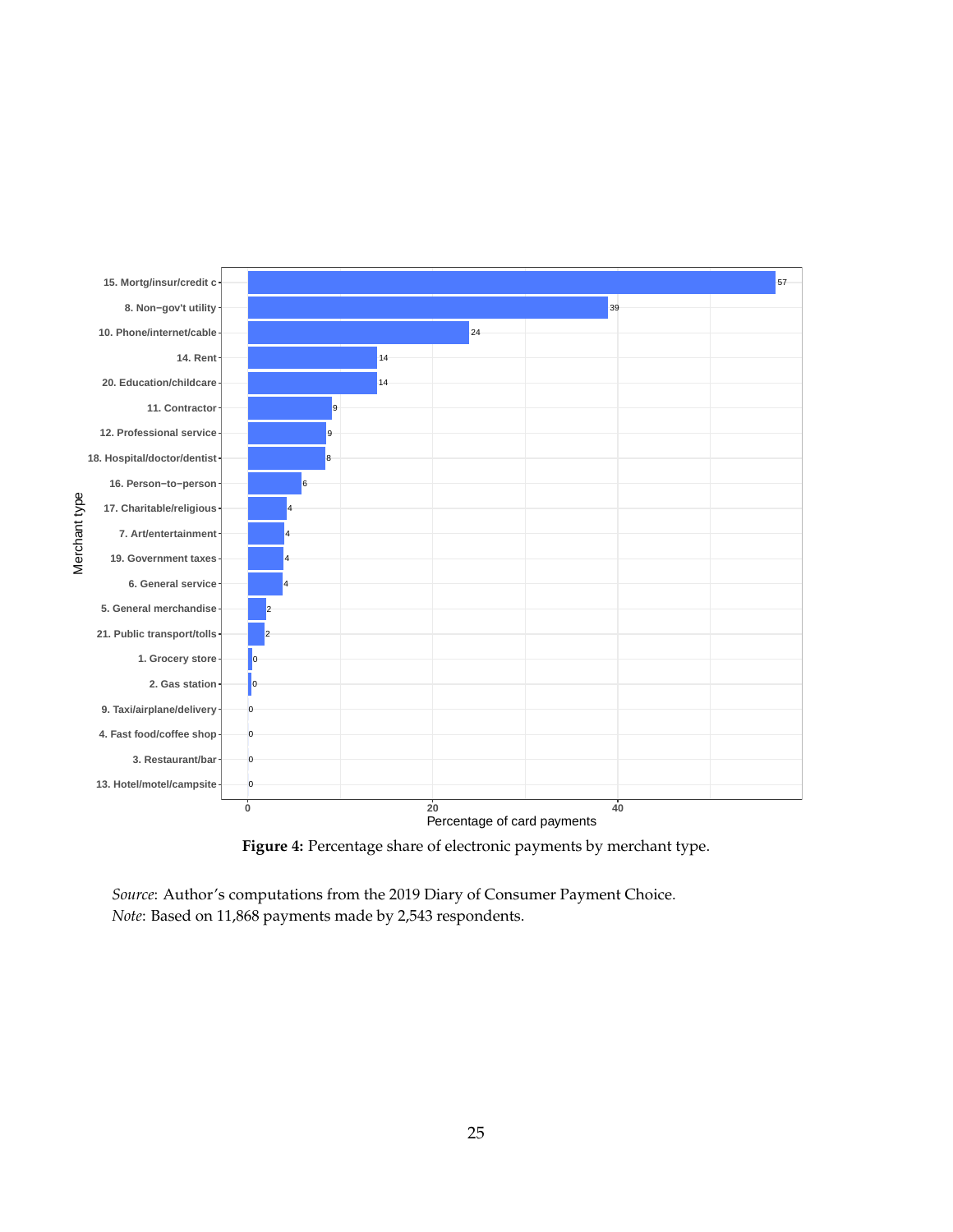**Figure 4:** Percentage share of electronic payments by merchant type.

*Source*: Author's computations from the 2019 Diary of Consumer Payment Choice.
*Note*: Based on 11,868 payments made by 2,543 respondents.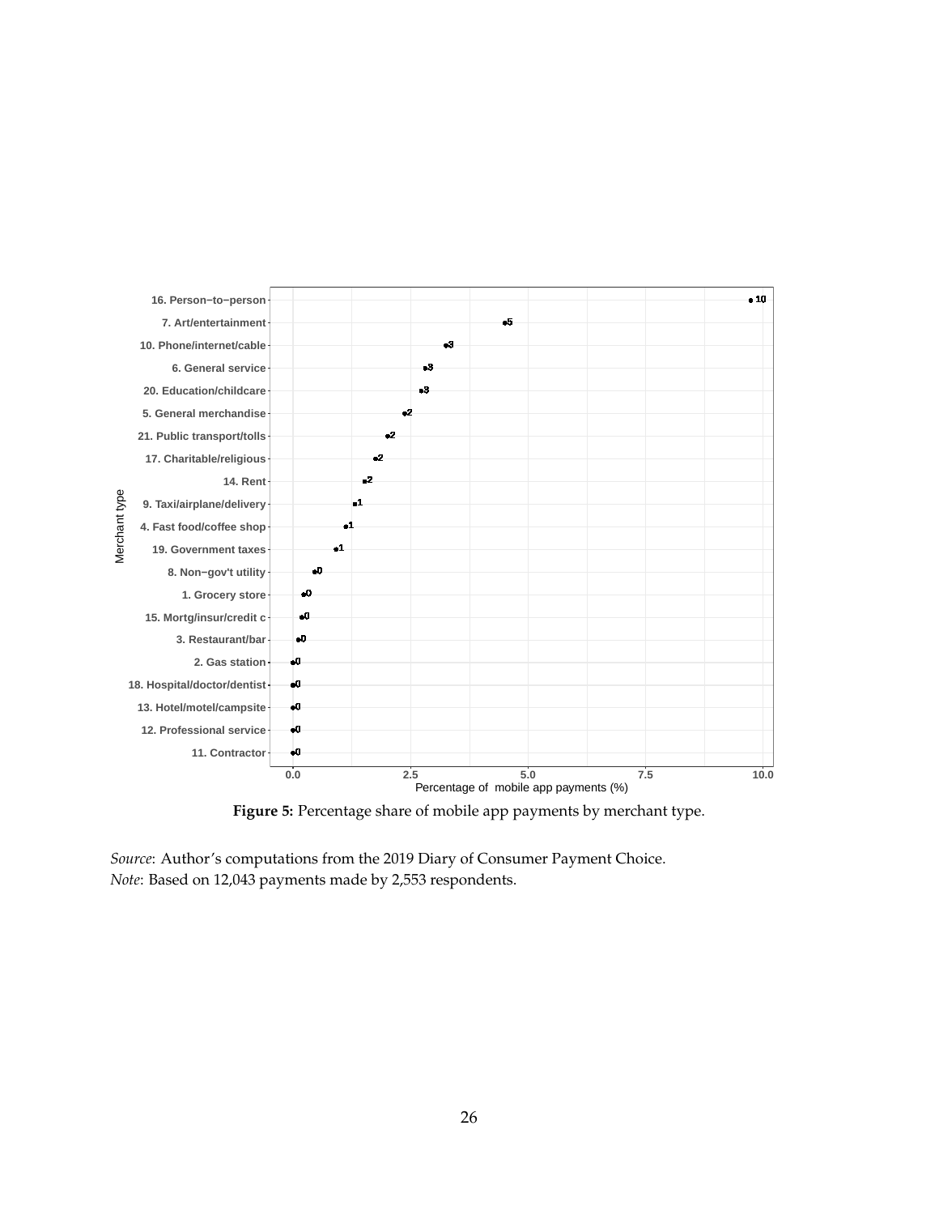16. Person−to−person
7. Art/entertainment
10. Phone/internet/cable
6. General service
20. Education/childcare
5. General merchandise
21. Public transport/tolls
17. Charitable/religious
14. Rent
9. Taxi/airplane/delivery
4. Fast food/coffee shop
19. Government taxes
8. Non−gov't utility
1. Grocery store
15. Mortg/insur/credit c
3. Restaurant/bar
2. Gas station
18. Hospital/doctor/dentist
13. Hotel/motel/campsite
12. Professional service
11. Contractor

Merchant type

10
5
3
3
3
2
2
2
2
1
1
1
0
0
0
0
0
0
0
0
0

0.0
2.5
5.0
7.5
10.0

Percentage of mobile app payments (%)

**Figure 5:** Percentage share of mobile app payments by merchant type.

*Source*: Author's computations from the 2019 Diary of Consumer Payment Choice.
*Note*: Based on 12,043 payments made by 2,553 respondents.